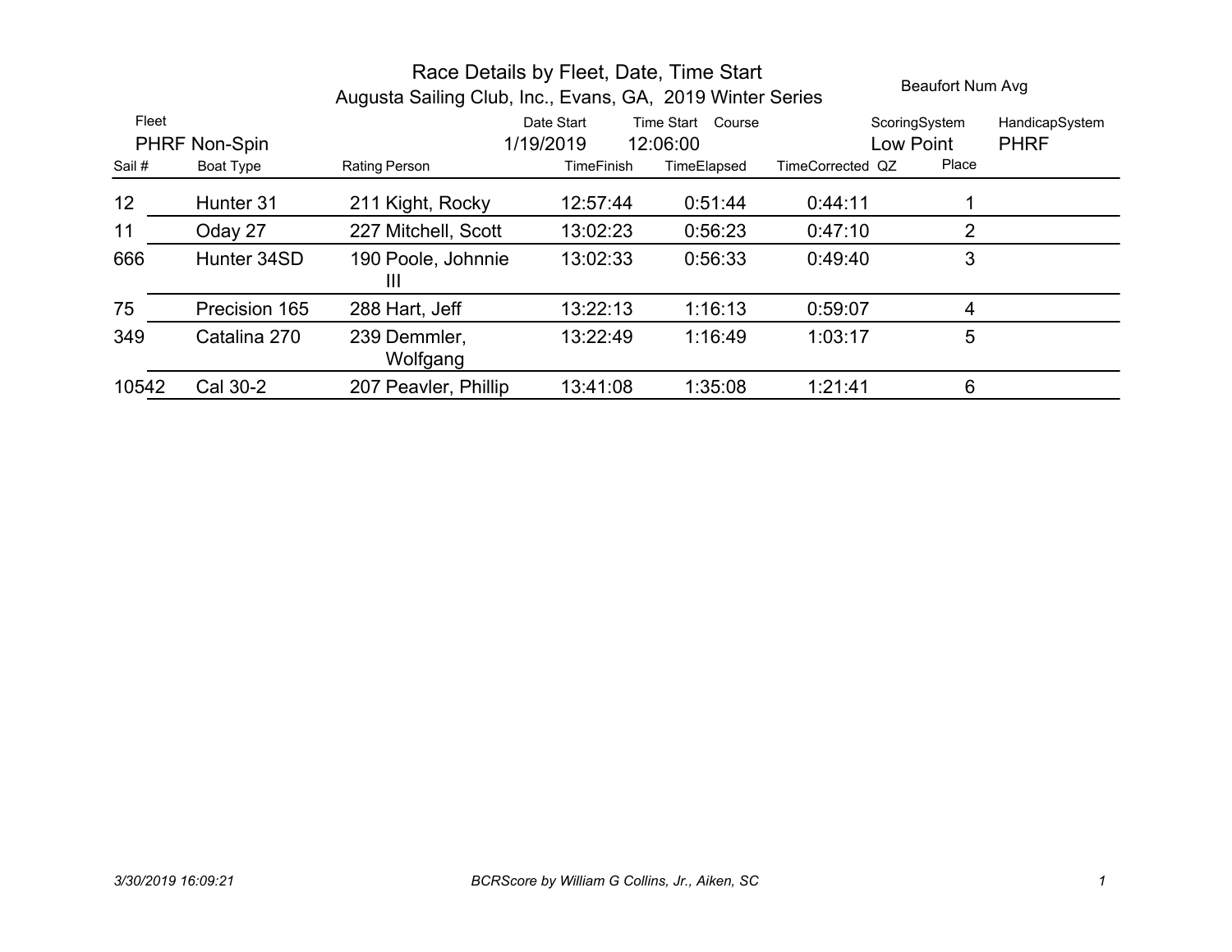# Race Details by Fleet, Date, Time Start

## Augusta Sailing Club, Inc., Evans, GA, 2019 Winter Series

| Fleet | Date Start | Time Start | Course | Beaufort Num Avg | ScoringSystem | HandicapSystem |
|---|---|---|---|---|---|---|
| PHRF Non-Spin | 1/19/2019 | 12:06:00 | | | Low Point | PHRF |

| Sail # | Boat Type | Rating | Person | TimeFinish | TimeElapsed | TimeCorrected | QZ | Place |
|---|---|---|---|---|---|---|---|---|
| 12 | Hunter 31 | 211 | Kight, Rocky | 12:57:44 | 0:51:44 | 0:44:11 | | 1 |
| 11 | Oday 27 | 227 | Mitchell, Scott | 13:02:23 | 0:56:23 | 0:47:10 | | 2 |
| 666 | Hunter 34SD | 190 | Poole, Johnnie III | 13:02:33 | 0:56:33 | 0:49:40 | | 3 |
| 75 | Precision 165 | 288 | Hart, Jeff | 13:22:13 | 1:16:13 | 0:59:07 | | 4 |
| 349 | Catalina 270 | 239 | Demmler, Wolfgang | 13:22:49 | 1:16:49 | 1:03:17 | | 5 |
| 10542 | Cal 30-2 | 207 | Peavler, Phillip | 13:41:08 | 1:35:08 | 1:21:41 | | 6 |

*3/30/2019 16:09:21* *BCRScore by William G Collins, Jr., Aiken, SC*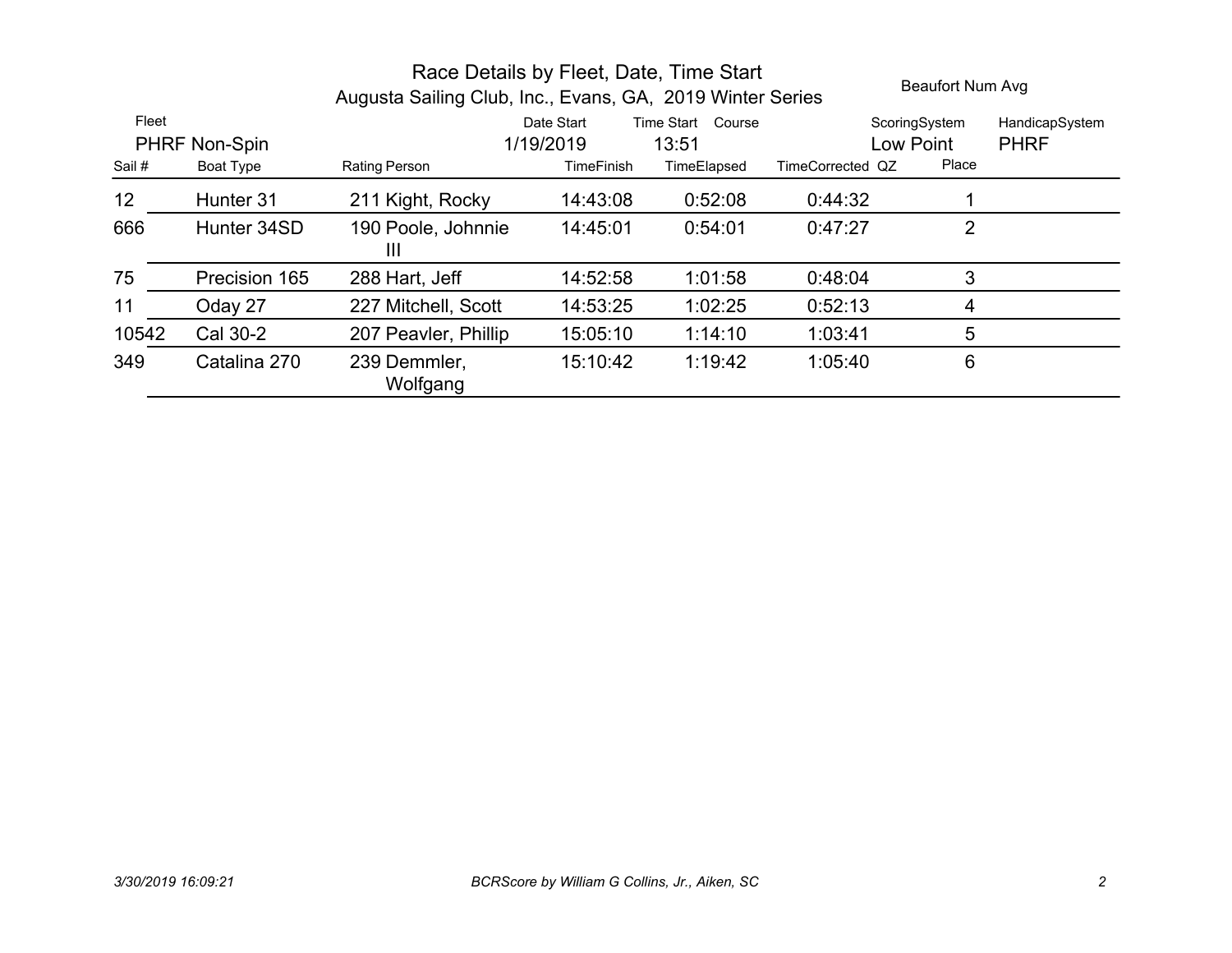# Race Details by Fleet, Date, Time Start

## Augusta Sailing Club, Inc., Evans, GA, 2019 Winter Series

Beaufort Num Avg

| Fleet | Date Start | Time Start | Course | ScoringSystem | HandicapSystem |
|---|---|---|---|---|---|
| PHRF Non-Spin | 1/19/2019 | 13:51 | | Low Point | PHRF |

| Sail # | Boat Type | Rating | Person | TimeFinish | TimeElapsed | TimeCorrected | QZ | Place |
|---|---|---|---|---|---|---|---|---|
| 12 | Hunter 31 | 211 | Kight, Rocky | 14:43:08 | 0:52:08 | 0:44:32 | | 1 |
| 666 | Hunter 34SD | 190 | Poole, Johnnie III | 14:45:01 | 0:54:01 | 0:47:27 | | 2 |
| 75 | Precision 165 | 288 | Hart, Jeff | 14:52:58 | 1:01:58 | 0:48:04 | | 3 |
| 11 | Oday 27 | 227 | Mitchell, Scott | 14:53:25 | 1:02:25 | 0:52:13 | | 4 |
| 10542 | Cal 30-2 | 207 | Peavler, Phillip | 15:05:10 | 1:14:10 | 1:03:41 | | 5 |
| 349 | Catalina 270 | 239 | Demmler, Wolfgang | 15:10:42 | 1:19:42 | 1:05:40 | | 6 |

*3/30/2019 16:09:21* *BCRScore by William G Collins, Jr., Aiken, SC*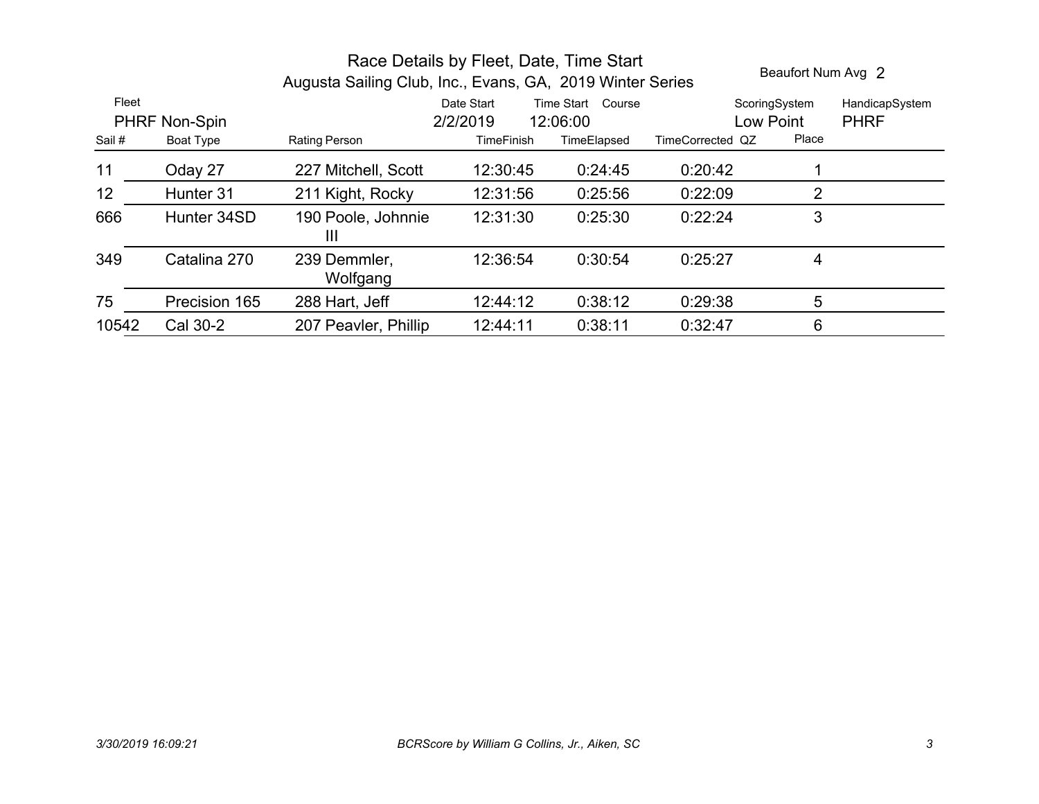# Race Details by Fleet, Date, Time Start

## Augusta Sailing Club, Inc., Evans, GA, 2019 Winter Series

Beaufort Num Avg 2

| Fleet | Date Start | Time Start | Course | ScoringSystem | HandicapSystem |
|---|---|---|---|---|---|
| PHRF Non-Spin | 2/2/2019 | 12:06:00 | | Low Point | PHRF |

| Sail # | Boat Type | Rating | Person | TimeFinish | TimeElapsed | TimeCorrected | QZ | Place |
|---|---|---|---|---|---|---|---|---|
| 11 | Oday 27 | 227 | Mitchell, Scott | 12:30:45 | 0:24:45 | 0:20:42 | | 1 |
| 12 | Hunter 31 | 211 | Kight, Rocky | 12:31:56 | 0:25:56 | 0:22:09 | | 2 |
| 666 | Hunter 34SD | 190 | Poole, Johnnie III | 12:31:30 | 0:25:30 | 0:22:24 | | 3 |
| 349 | Catalina 270 | 239 | Demmler, Wolfgang | 12:36:54 | 0:30:54 | 0:25:27 | | 4 |
| 75 | Precision 165 | 288 | Hart, Jeff | 12:44:12 | 0:38:12 | 0:29:38 | | 5 |
| 10542 | Cal 30-2 | 207 | Peavler, Phillip | 12:44:11 | 0:38:11 | 0:32:47 | | 6 |

*3/30/2019 16:09:21*

*BCRScore by William G Collins, Jr., Aiken, SC*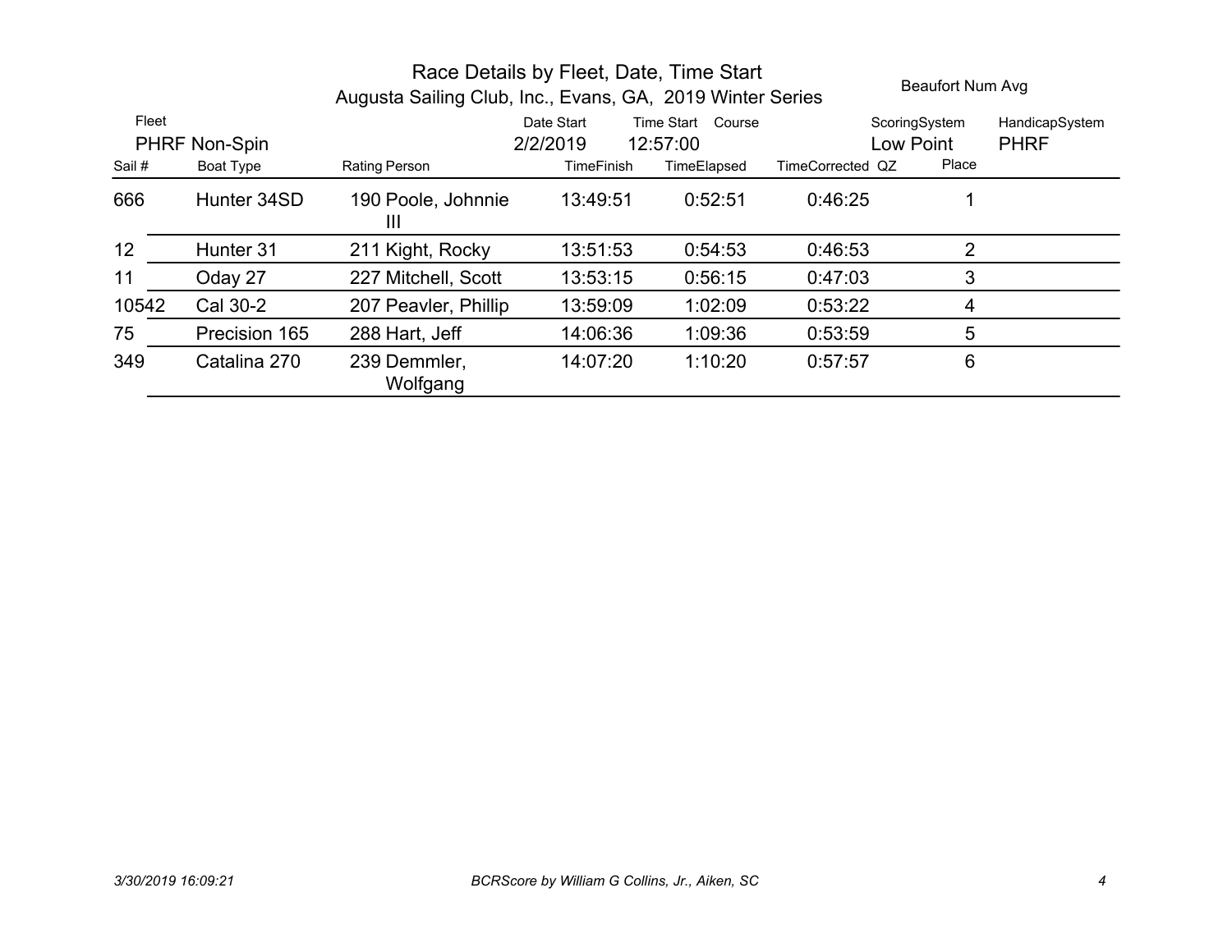# Race Details by Fleet, Date, Time Start

## Augusta Sailing Club, Inc., Evans, GA, 2019 Winter Series

Beaufort Num Avg

| Fleet | Date Start | Time Start | Course | ScoringSystem | HandicapSystem |
|---|---|---|---|---|---|
| PHRF Non-Spin | 2/2/2019 | 12:57:00 | | Low Point | PHRF |

| Sail # | Boat Type | Rating | Person | TimeFinish | TimeElapsed | TimeCorrected | QZ | Place |
|---|---|---|---|---|---|---|---|---|
| 666 | Hunter 34SD | 190 | Poole, Johnnie III | 13:49:51 | 0:52:51 | 0:46:25 | | 1 |
| 12 | Hunter 31 | 211 | Kight, Rocky | 13:51:53 | 0:54:53 | 0:46:53 | | 2 |
| 11 | Oday 27 | 227 | Mitchell, Scott | 13:53:15 | 0:56:15 | 0:47:03 | | 3 |
| 10542 | Cal 30-2 | 207 | Peavler, Phillip | 13:59:09 | 1:02:09 | 0:53:22 | | 4 |
| 75 | Precision 165 | 288 | Hart, Jeff | 14:06:36 | 1:09:36 | 0:53:59 | | 5 |
| 349 | Catalina 270 | 239 | Demmler, Wolfgang | 14:07:20 | 1:10:20 | 0:57:57 | | 6 |

*3/30/2019 16:09:21* *BCRScore by William G Collins, Jr., Aiken, SC*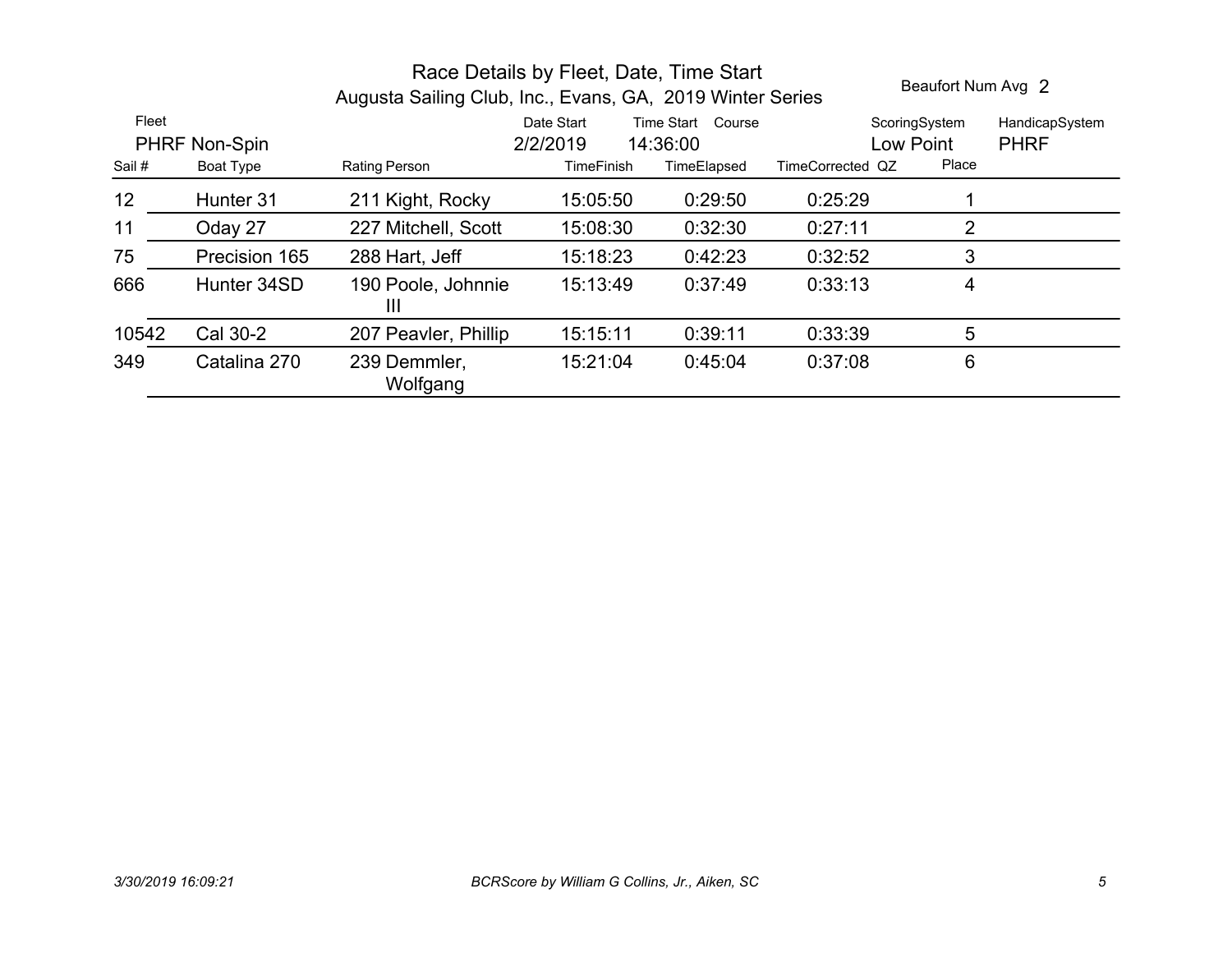# Race Details by Fleet, Date, Time Start

## Augusta Sailing Club, Inc., Evans, GA, 2019 Winter Series

Beaufort Num Avg 2

| Fleet | Date Start | Time Start | Course | ScoringSystem | HandicapSystem |
|---|---|---|---|---|---|
| PHRF Non-Spin | 2/2/2019 | 14:36:00 | | Low Point | PHRF |

| Sail # | Boat Type | Rating | Person | TimeFinish | TimeElapsed | TimeCorrected | QZ | Place |
|---|---|---|---|---|---|---|---|---|
| 12 | Hunter 31 | 211 | Kight, Rocky | 15:05:50 | 0:29:50 | 0:25:29 | | 1 |
| 11 | Oday 27 | 227 | Mitchell, Scott | 15:08:30 | 0:32:30 | 0:27:11 | | 2 |
| 75 | Precision 165 | 288 | Hart, Jeff | 15:18:23 | 0:42:23 | 0:32:52 | | 3 |
| 666 | Hunter 34SD | 190 | Poole, Johnnie III | 15:13:49 | 0:37:49 | 0:33:13 | | 4 |
| 10542 | Cal 30-2 | 207 | Peavler, Phillip | 15:15:11 | 0:39:11 | 0:33:39 | | 5 |
| 349 | Catalina 270 | 239 | Demmler, Wolfgang | 15:21:04 | 0:45:04 | 0:37:08 | | 6 |

*3/30/2019 16:09:21* *BCRScore by William G Collins, Jr., Aiken, SC*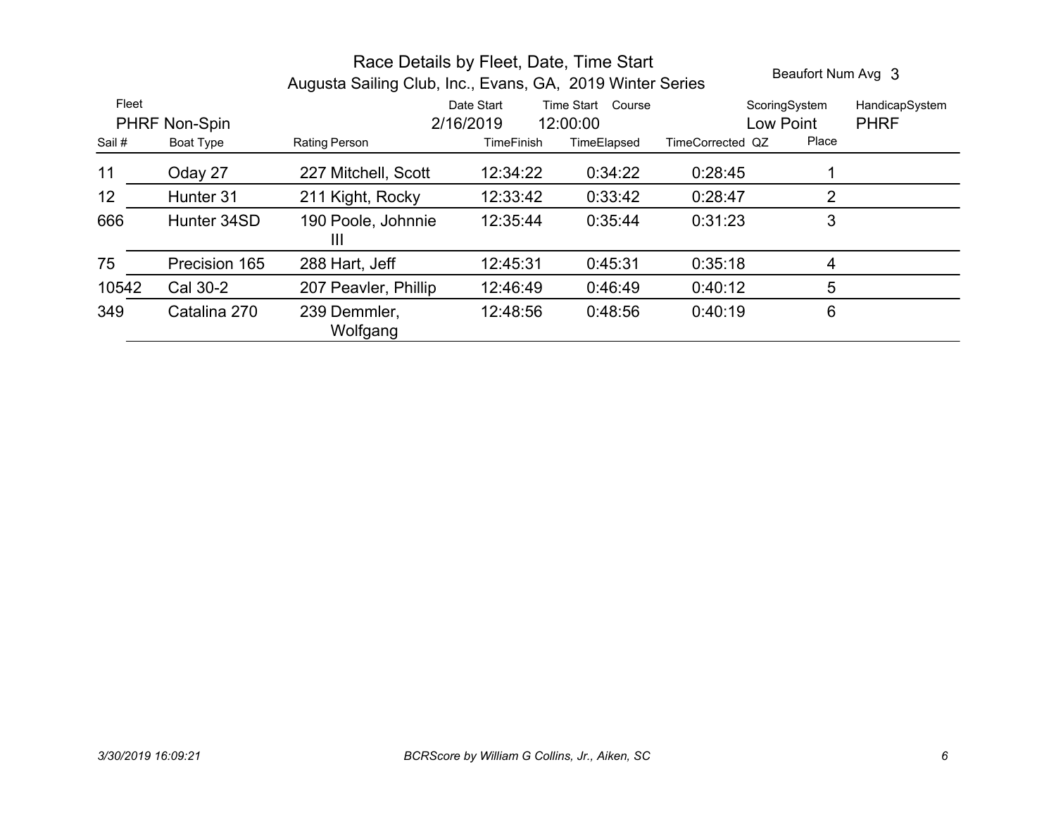# Race Details by Fleet, Date, Time Start

## Augusta Sailing Club, Inc., Evans, GA, 2019 Winter Series

Beaufort Num Avg 3

| Fleet | Date Start | Time Start | Course | ScoringSystem | HandicapSystem |
|---|---|---|---|---|---|
| PHRF Non-Spin | 2/16/2019 | 12:00:00 | | Low Point | PHRF |

| Sail # | Boat Type | Rating | Person | TimeFinish | TimeElapsed | TimeCorrected | QZ | Place |
|---|---|---|---|---|---|---|---|---|
| 11 | Oday 27 | 227 | Mitchell, Scott | 12:34:22 | 0:34:22 | 0:28:45 | | 1 |
| 12 | Hunter 31 | 211 | Kight, Rocky | 12:33:42 | 0:33:42 | 0:28:47 | | 2 |
| 666 | Hunter 34SD | 190 | Poole, Johnnie III | 12:35:44 | 0:35:44 | 0:31:23 | | 3 |
| 75 | Precision 165 | 288 | Hart, Jeff | 12:45:31 | 0:45:31 | 0:35:18 | | 4 |
| 10542 | Cal 30-2 | 207 | Peavler, Phillip | 12:46:49 | 0:46:49 | 0:40:12 | | 5 |
| 349 | Catalina 270 | 239 | Demmler, Wolfgang | 12:48:56 | 0:48:56 | 0:40:19 | | 6 |

*3/30/2019 16:09:21* *BCRScore by William G Collins, Jr., Aiken, SC*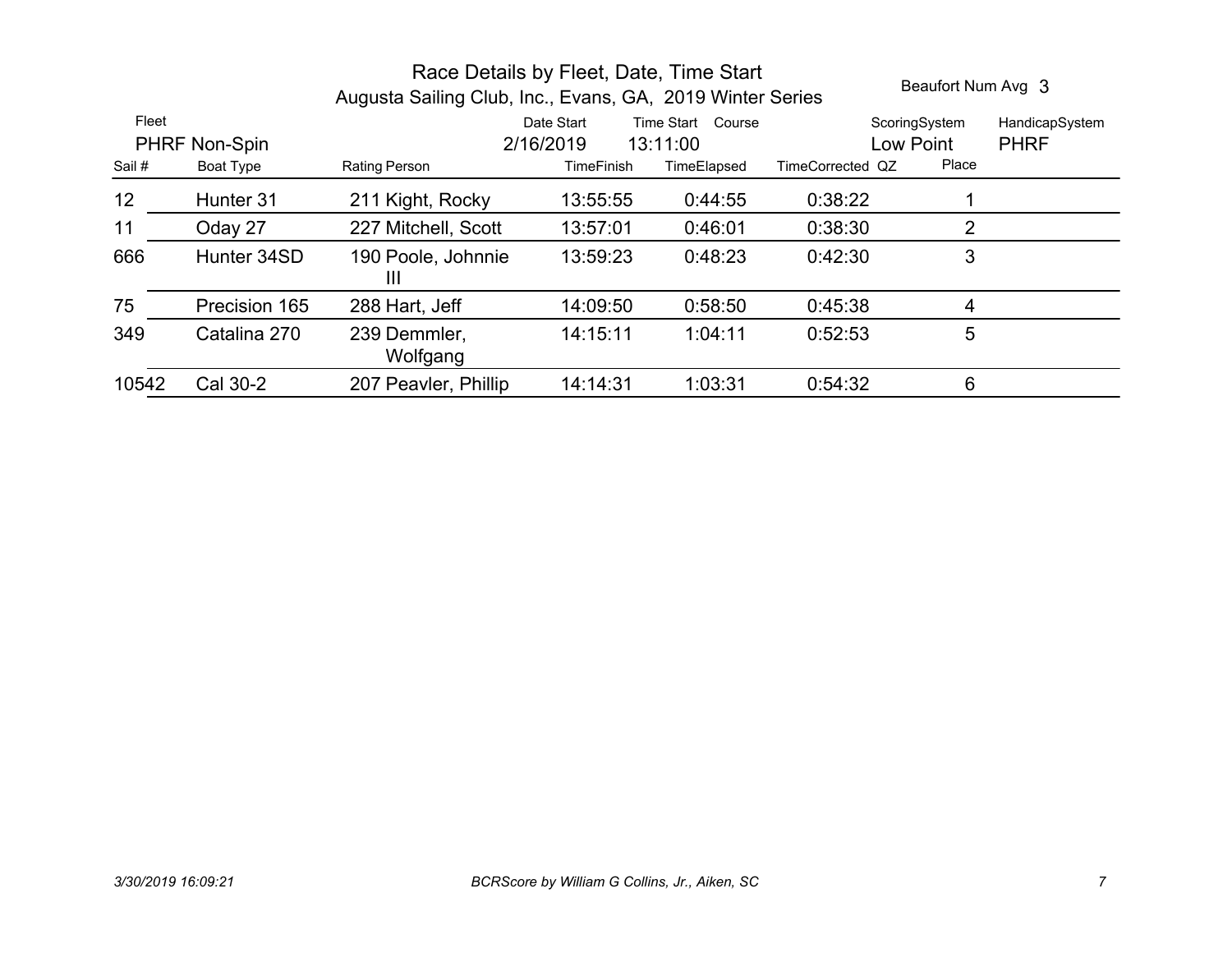# Race Details by Fleet, Date, Time Start

## Augusta Sailing Club, Inc., Evans, GA, 2019 Winter Series

Beaufort Num Avg 3

| Fleet | Date Start | Time Start | Course | ScoringSystem | HandicapSystem |
|---|---|---|---|---|---|
| PHRF Non-Spin | 2/16/2019 | 13:11:00 | | Low Point | PHRF |

| Sail # | Boat Type | Rating | Person | TimeFinish | TimeElapsed | TimeCorrected | QZ | Place |
|---|---|---|---|---|---|---|---|---|
| 12 | Hunter 31 | 211 | Kight, Rocky | 13:55:55 | 0:44:55 | 0:38:22 | | 1 |
| 11 | Oday 27 | 227 | Mitchell, Scott | 13:57:01 | 0:46:01 | 0:38:30 | | 2 |
| 666 | Hunter 34SD | 190 | Poole, Johnnie III | 13:59:23 | 0:48:23 | 0:42:30 | | 3 |
| 75 | Precision 165 | 288 | Hart, Jeff | 14:09:50 | 0:58:50 | 0:45:38 | | 4 |
| 349 | Catalina 270 | 239 | Demmler, Wolfgang | 14:15:11 | 1:04:11 | 0:52:53 | | 5 |
| 10542 | Cal 30-2 | 207 | Peavler, Phillip | 14:14:31 | 1:03:31 | 0:54:32 | | 6 |

*3/30/2019 16:09:21* *BCRScore by William G Collins, Jr., Aiken, SC*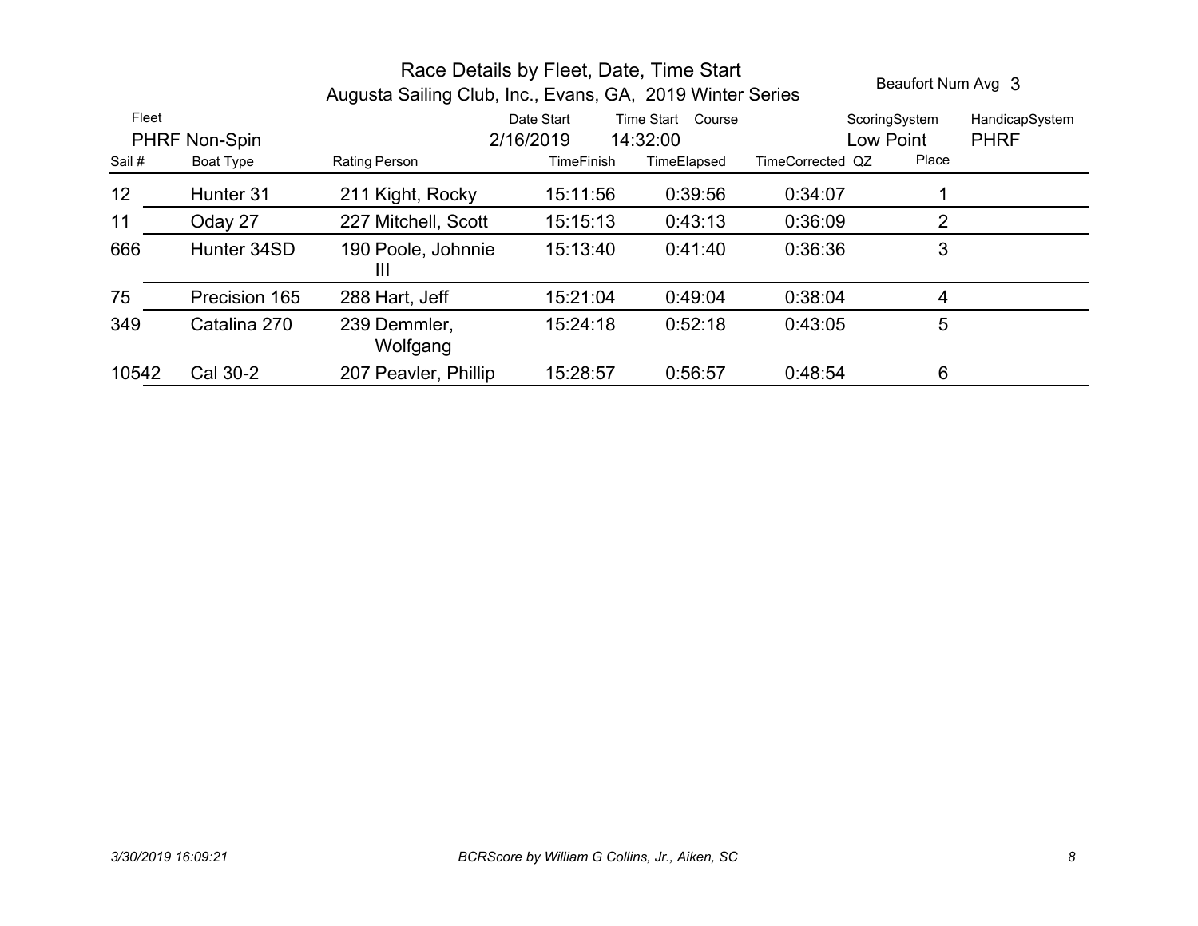# Race Details by Fleet, Date, Time Start

## Augusta Sailing Club, Inc., Evans, GA, 2019 Winter Series

Beaufort Num Avg 3

| Fleet | Date Start | Time Start | Course | ScoringSystem | HandicapSystem |
|---|---|---|---|---|---|
| PHRF Non-Spin | 2/16/2019 | 14:32:00 | | Low Point | PHRF |

| Sail # | Boat Type | Rating | Person | TimeFinish | TimeElapsed | TimeCorrected | QZ | Place |
|---|---|---|---|---|---|---|---|---|
| 12 | Hunter 31 | 211 | Kight, Rocky | 15:11:56 | 0:39:56 | 0:34:07 | | 1 |
| 11 | Oday 27 | 227 | Mitchell, Scott | 15:15:13 | 0:43:13 | 0:36:09 | | 2 |
| 666 | Hunter 34SD | 190 | Poole, Johnnie III | 15:13:40 | 0:41:40 | 0:36:36 | | 3 |
| 75 | Precision 165 | 288 | Hart, Jeff | 15:21:04 | 0:49:04 | 0:38:04 | | 4 |
| 349 | Catalina 270 | 239 | Demmler, Wolfgang | 15:24:18 | 0:52:18 | 0:43:05 | | 5 |
| 10542 | Cal 30-2 | 207 | Peavler, Phillip | 15:28:57 | 0:56:57 | 0:48:54 | | 6 |

*3/30/2019 16:09:21* *BCRScore by William G Collins, Jr., Aiken, SC*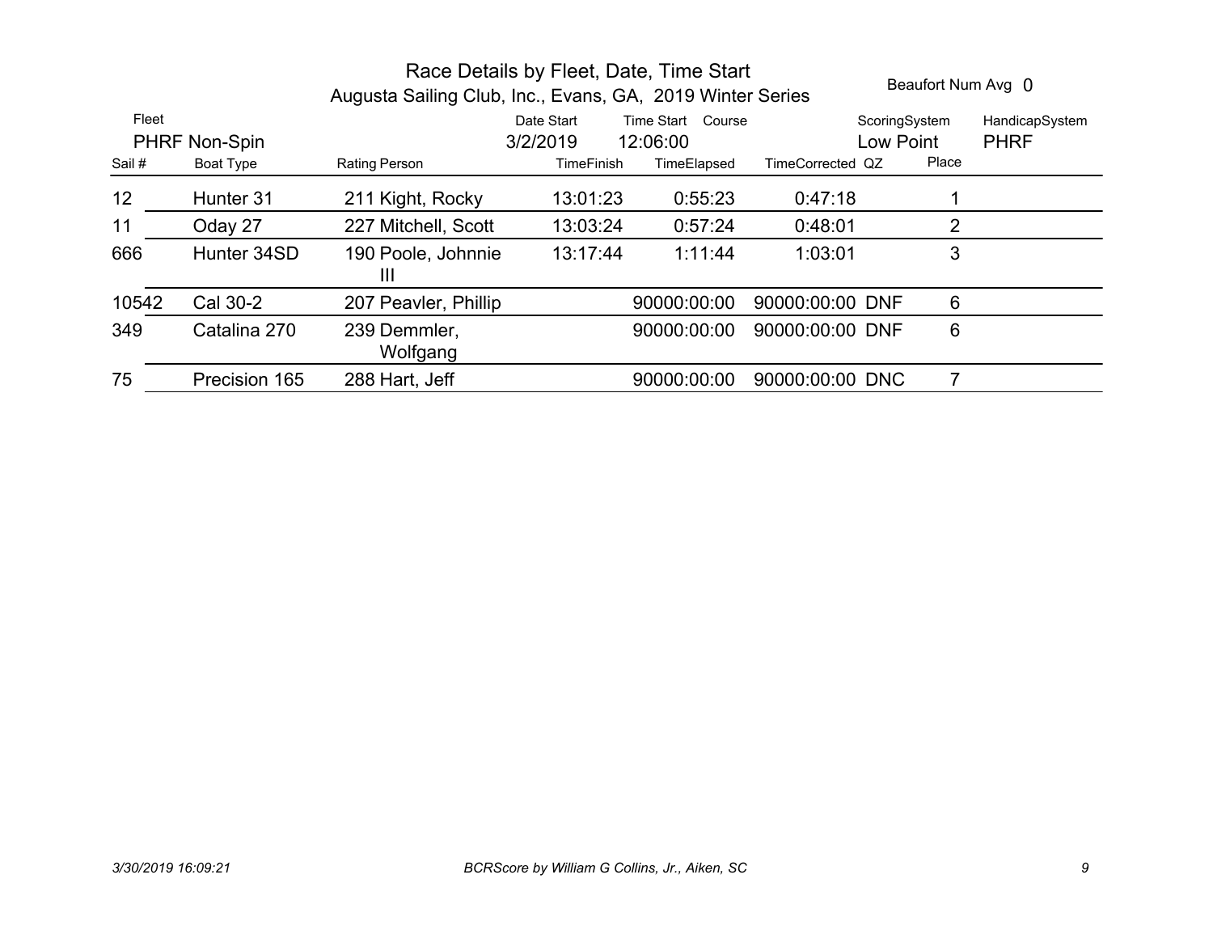# Race Details by Fleet, Date, Time Start

## Augusta Sailing Club, Inc., Evans, GA, 2019 Winter Series

Beaufort Num Avg 0

| Fleet | Date Start | Time Start | Course | ScoringSystem | HandicapSystem |
|---|---|---|---|---|---|
| PHRF Non-Spin | 3/2/2019 | 12:06:00 | | Low Point | PHRF |

| Sail # | Boat Type | Rating | Person | TimeFinish | TimeElapsed | TimeCorrected | QZ | Place |
|---|---|---|---|---|---|---|---|---|
| 12 | Hunter 31 | 211 | Kight, Rocky | 13:01:23 | 0:55:23 | 0:47:18 | | 1 |
| 11 | Oday 27 | 227 | Mitchell, Scott | 13:03:24 | 0:57:24 | 0:48:01 | | 2 |
| 666 | Hunter 34SD | 190 | Poole, Johnnie III | 13:17:44 | 1:11:44 | 1:03:01 | | 3 |
| 10542 | Cal 30-2 | 207 | Peavler, Phillip | | 90000:00:00 | 90000:00:00 | DNF | 6 |
| 349 | Catalina 270 | 239 | Demmler, Wolfgang | | 90000:00:00 | 90000:00:00 | DNF | 6 |
| 75 | Precision 165 | 288 | Hart, Jeff | | 90000:00:00 | 90000:00:00 | DNC | 7 |

*3/30/2019 16:09:21* *BCRScore by William G Collins, Jr., Aiken, SC*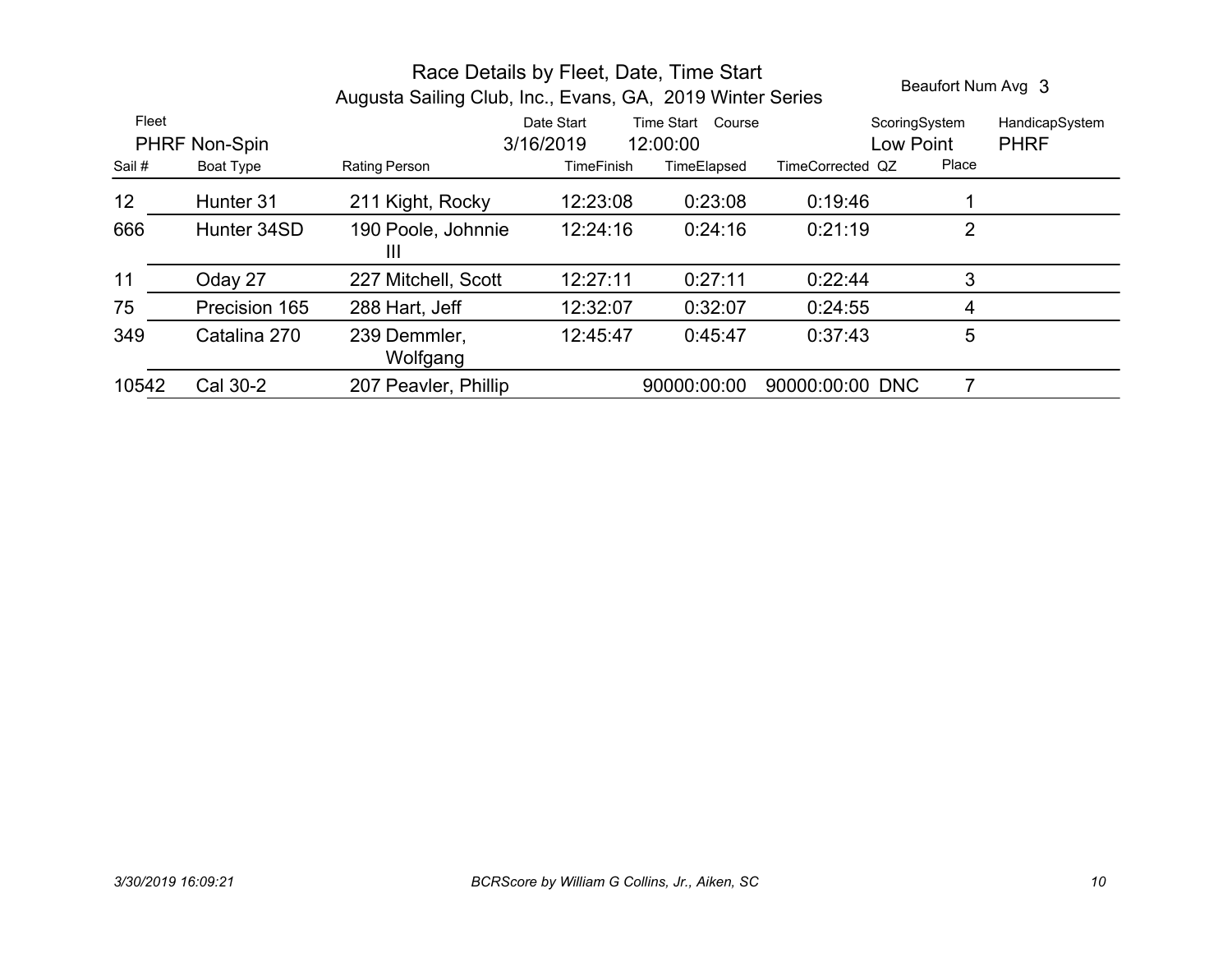# Race Details by Fleet, Date, Time Start

## Augusta Sailing Club, Inc., Evans, GA, 2019 Winter Series

Beaufort Num Avg 3

| Fleet | Date Start | Time Start | Course | ScoringSystem | HandicapSystem |
|---|---|---|---|---|---|
| PHRF Non-Spin | 3/16/2019 | 12:00:00 | | Low Point | PHRF |

| Sail # | Boat Type | Rating | Person | TimeFinish | TimeElapsed | TimeCorrected | QZ | Place |
|---|---|---|---|---|---|---|---|---|
| 12 | Hunter 31 | 211 | Kight, Rocky | 12:23:08 | 0:23:08 | 0:19:46 | | 1 |
| 666 | Hunter 34SD | 190 | Poole, Johnnie III | 12:24:16 | 0:24:16 | 0:21:19 | | 2 |
| 11 | Oday 27 | 227 | Mitchell, Scott | 12:27:11 | 0:27:11 | 0:22:44 | | 3 |
| 75 | Precision 165 | 288 | Hart, Jeff | 12:32:07 | 0:32:07 | 0:24:55 | | 4 |
| 349 | Catalina 270 | 239 | Demmler, Wolfgang | 12:45:47 | 0:45:47 | 0:37:43 | | 5 |
| 10542 | Cal 30-2 | 207 | Peavler, Phillip | | 90000:00:00 | 90000:00:00 | DNC | 7 |

*3/30/2019 16:09:21*

*BCRScore by William G Collins, Jr., Aiken, SC*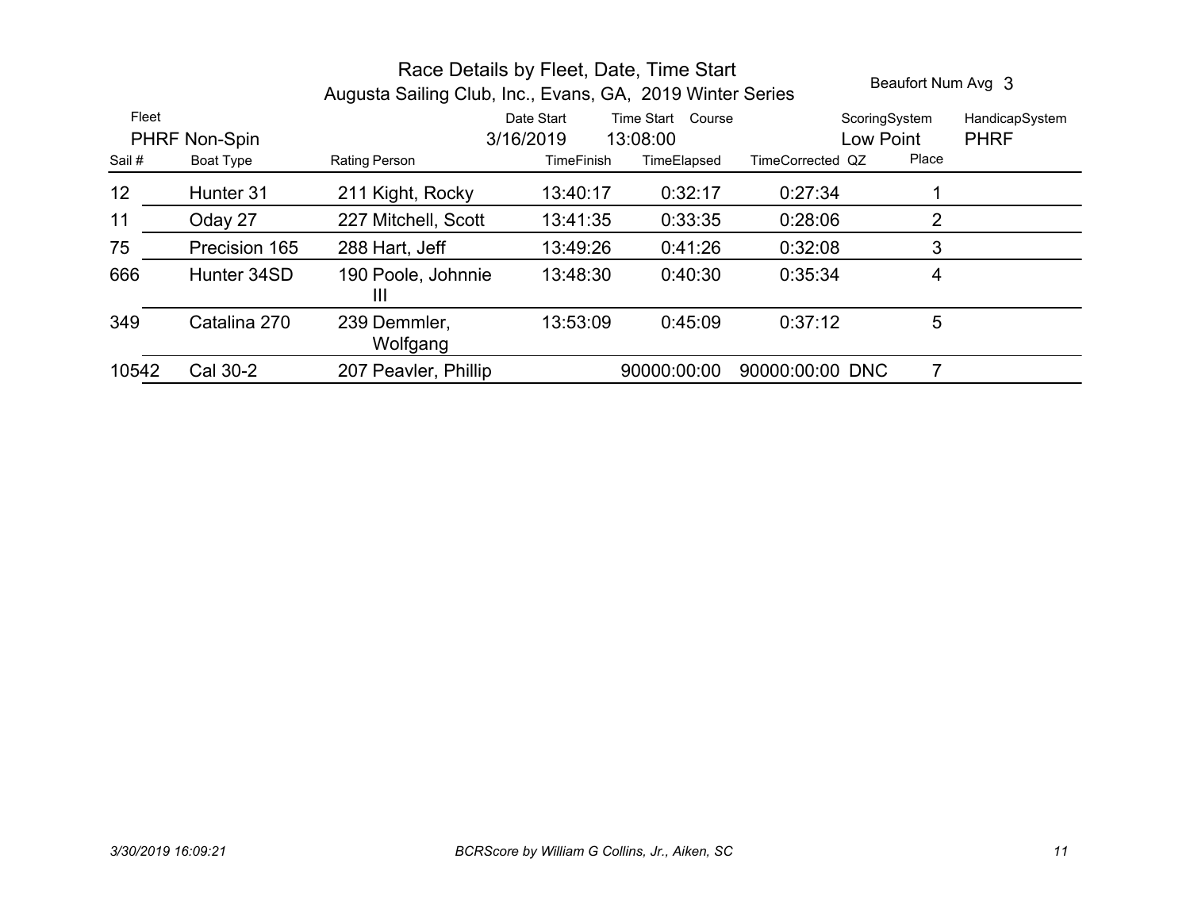# Race Details by Fleet, Date, Time Start

## Augusta Sailing Club, Inc., Evans, GA, 2019 Winter Series

Beaufort Num Avg 3

| Fleet | Date Start | Time Start | Course | ScoringSystem | HandicapSystem |
|---|---|---|---|---|---|
| PHRF Non-Spin | 3/16/2019 | 13:08:00 | | Low Point | PHRF |

| Sail # | Boat Type | Rating | Person | TimeFinish | TimeElapsed | TimeCorrected | QZ | Place |
|---|---|---|---|---|---|---|---|---|
| 12 | Hunter 31 | 211 | Kight, Rocky | 13:40:17 | 0:32:17 | 0:27:34 | | 1 |
| 11 | Oday 27 | 227 | Mitchell, Scott | 13:41:35 | 0:33:35 | 0:28:06 | | 2 |
| 75 | Precision 165 | 288 | Hart, Jeff | 13:49:26 | 0:41:26 | 0:32:08 | | 3 |
| 666 | Hunter 34SD | 190 | Poole, Johnnie III | 13:48:30 | 0:40:30 | 0:35:34 | | 4 |
| 349 | Catalina 270 | 239 | Demmler, Wolfgang | 13:53:09 | 0:45:09 | 0:37:12 | | 5 |
| 10542 | Cal 30-2 | 207 | Peavler, Phillip | | 90000:00:00 | 90000:00:00 | DNC | 7 |

*3/30/2019 16:09:21* *BCRScore by William G Collins, Jr., Aiken, SC*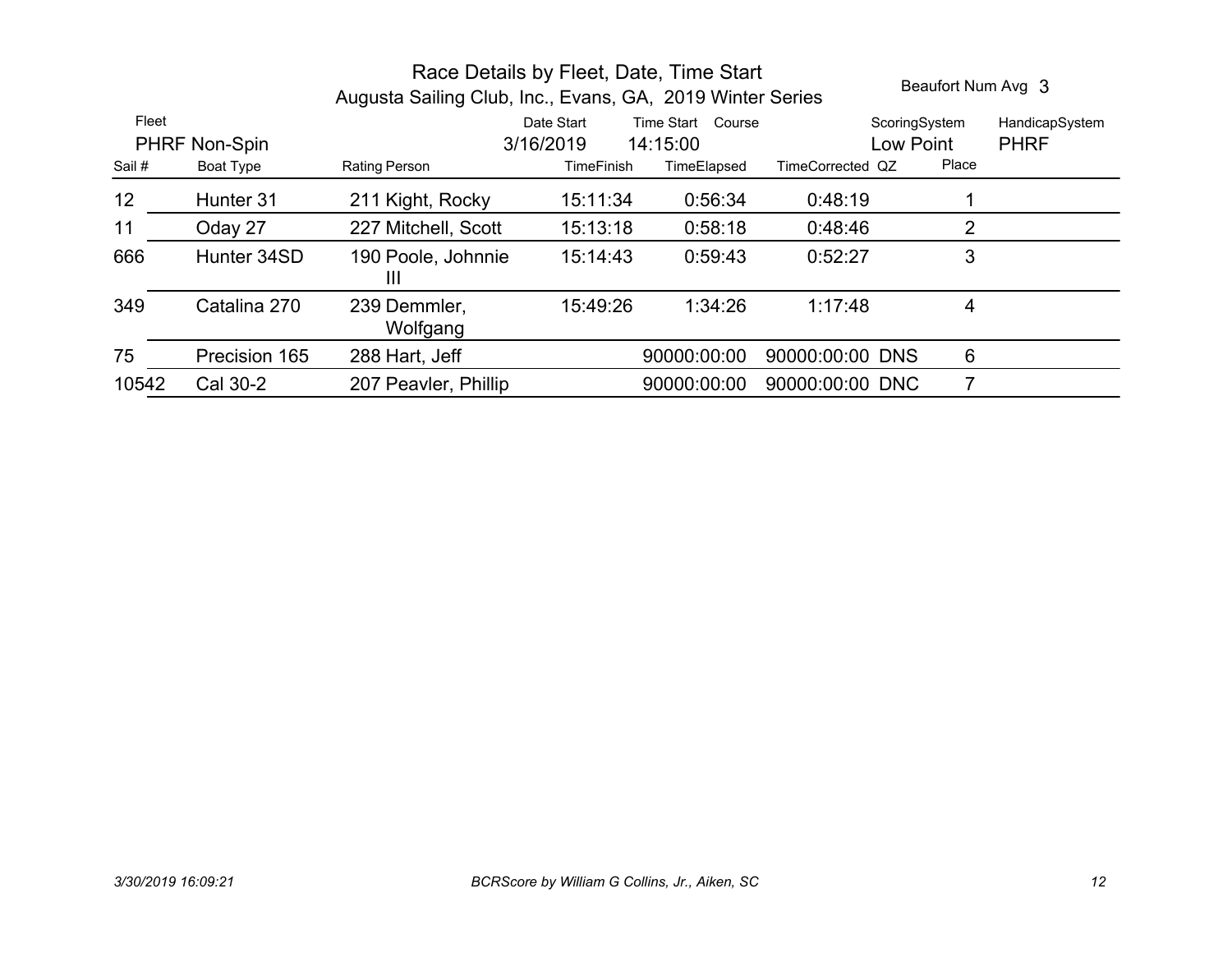# Race Details by Fleet, Date, Time Start

## Augusta Sailing Club, Inc., Evans, GA, 2019 Winter Series

Beaufort Num Avg 3

| Fleet | Date Start | Time Start | Course | ScoringSystem | HandicapSystem |
|---|---|---|---|---|---|
| PHRF Non-Spin | 3/16/2019 | 14:15:00 | | Low Point | PHRF |

| Sail # | Boat Type | Rating | Person | TimeFinish | TimeElapsed | TimeCorrected | QZ | Place |
|---|---|---|---|---|---|---|---|---|
| 12 | Hunter 31 | 211 | Kight, Rocky | 15:11:34 | 0:56:34 | 0:48:19 | | 1 |
| 11 | Oday 27 | 227 | Mitchell, Scott | 15:13:18 | 0:58:18 | 0:48:46 | | 2 |
| 666 | Hunter 34SD | 190 | Poole, Johnnie III | 15:14:43 | 0:59:43 | 0:52:27 | | 3 |
| 349 | Catalina 270 | 239 | Demmler, Wolfgang | 15:49:26 | 1:34:26 | 1:17:48 | | 4 |
| 75 | Precision 165 | 288 | Hart, Jeff | | 90000:00:00 | 90000:00:00 | DNS | 6 |
| 10542 | Cal 30-2 | 207 | Peavler, Phillip | | 90000:00:00 | 90000:00:00 | DNC | 7 |

*3/30/2019 16:09:21* *BCRScore by William G Collins, Jr., Aiken, SC*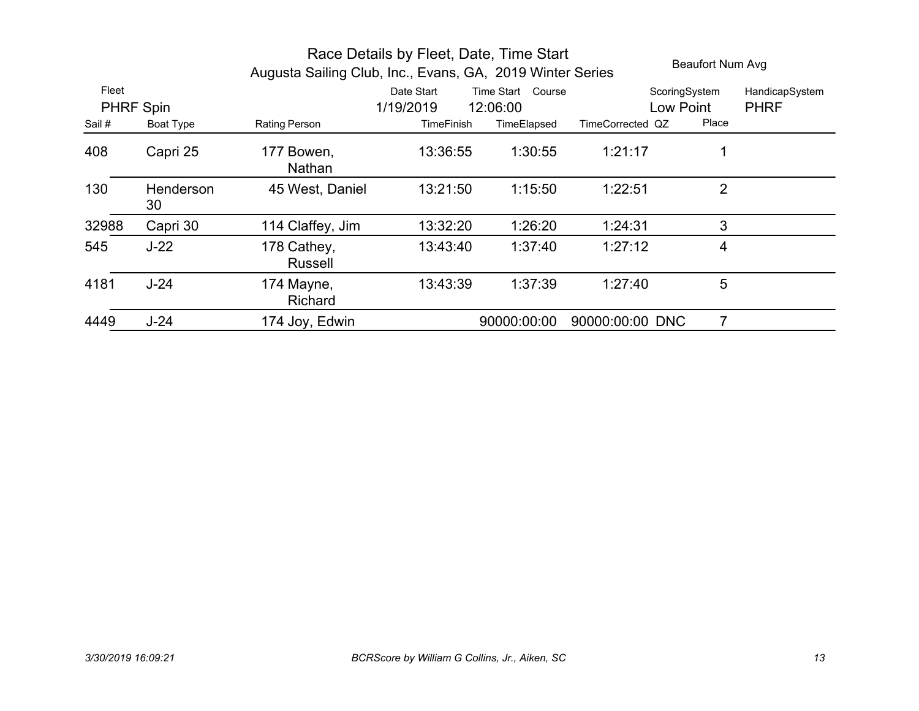# Race Details by Fleet, Date, Time Start

## Augusta Sailing Club, Inc., Evans, GA, 2019 Winter Series

Beaufort Num Avg

| Fleet | Date Start | Time Start | Course | ScoringSystem | HandicapSystem |
|---|---|---|---|---|---|
| PHRF Spin | 1/19/2019 | 12:06:00 | | Low Point | PHRF |

| Sail # | Boat Type | Rating | Person | TimeFinish | TimeElapsed | TimeCorrected | QZ | Place |
|---|---|---|---|---|---|---|---|---|
| 408 | Capri 25 | 177 | Bowen, Nathan | 13:36:55 | 1:30:55 | 1:21:17 | | 1 |
| 130 | Henderson 30 | 45 | West, Daniel | 13:21:50 | 1:15:50 | 1:22:51 | | 2 |
| 32988 | Capri 30 | 114 | Claffey, Jim | 13:32:20 | 1:26:20 | 1:24:31 | | 3 |
| 545 | J-22 | 178 | Cathey, Russell | 13:43:40 | 1:37:40 | 1:27:12 | | 4 |
| 4181 | J-24 | 174 | Mayne, Richard | 13:43:39 | 1:37:39 | 1:27:40 | | 5 |
| 4449 | J-24 | 174 | Joy, Edwin | | 90000:00:00 | 90000:00:00 | DNC | 7 |

*3/30/2019 16:09:21* *BCRScore by William G Collins, Jr., Aiken, SC*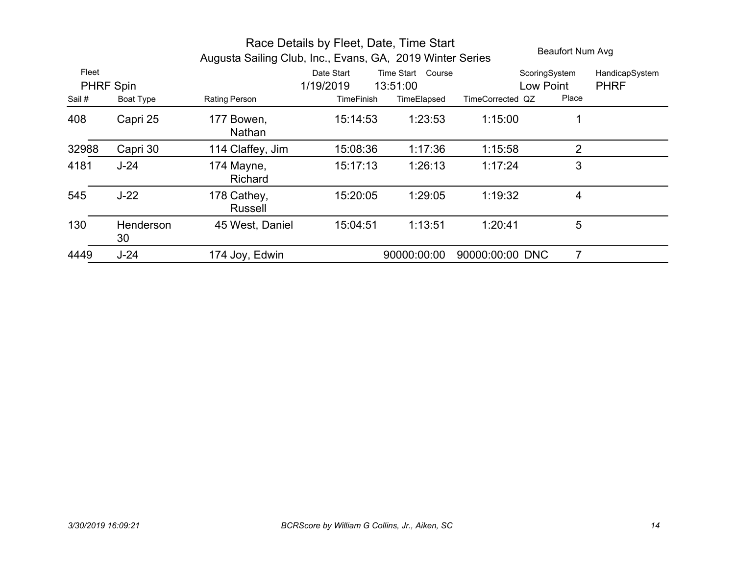# Race Details by Fleet, Date, Time Start

## Augusta Sailing Club, Inc., Evans, GA, 2019 Winter Series

Beaufort Num Avg

| Fleet | Date Start | Time Start | Course | ScoringSystem | HandicapSystem |
|---|---|---|---|---|---|
| PHRF Spin | 1/19/2019 | 13:51:00 | | Low Point | PHRF |

| Sail # | Boat Type | Rating | Person | TimeFinish | TimeElapsed | TimeCorrected | QZ | Place |
|---|---|---|---|---|---|---|---|---|
| 408 | Capri 25 | 177 | Bowen, Nathan | 15:14:53 | 1:23:53 | 1:15:00 | | 1 |
| 32988 | Capri 30 | 114 | Claffey, Jim | 15:08:36 | 1:17:36 | 1:15:58 | | 2 |
| 4181 | J-24 | 174 | Mayne, Richard | 15:17:13 | 1:26:13 | 1:17:24 | | 3 |
| 545 | J-22 | 178 | Cathey, Russell | 15:20:05 | 1:29:05 | 1:19:32 | | 4 |
| 130 | Henderson 30 | 45 | West, Daniel | 15:04:51 | 1:13:51 | 1:20:41 | | 5 |
| 4449 | J-24 | 174 | Joy, Edwin | | 90000:00:00 | 90000:00:00 | DNC | 7 |

3/30/2019 16:09:21 — BCRScore by William G Collins, Jr., Aiken, SC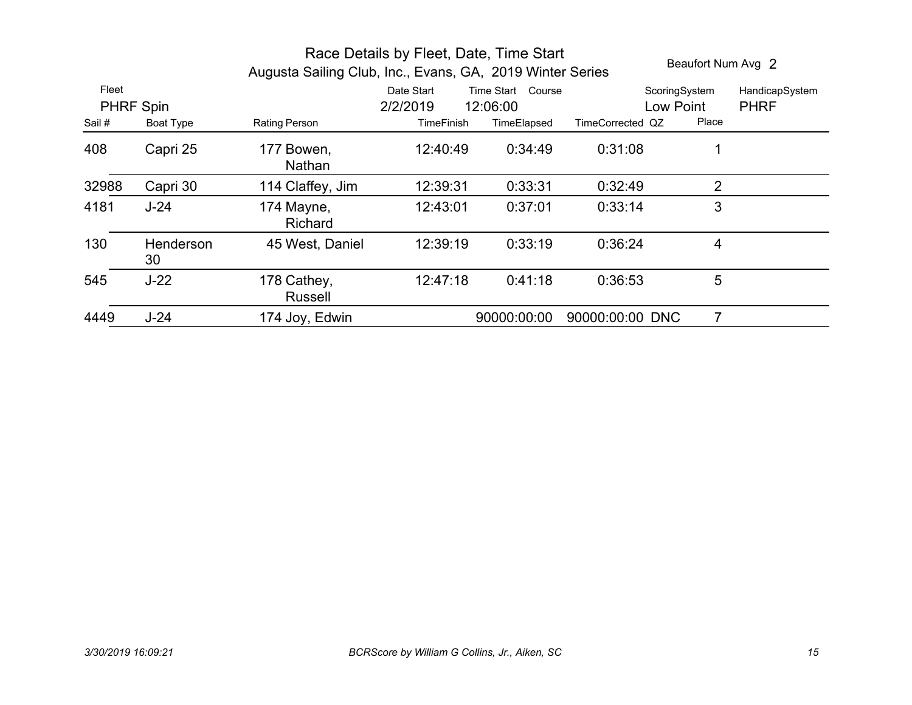# Race Details by Fleet, Date, Time Start

## Augusta Sailing Club, Inc., Evans, GA, 2019 Winter Series

Beaufort Num Avg 2

| Fleet | Date Start | Time Start | Course | ScoringSystem | HandicapSystem |
|---|---|---|---|---|---|
| PHRF Spin | 2/2/2019 | 12:06:00 | | Low Point | PHRF |

| Sail # | Boat Type | Rating | Person | TimeFinish | TimeElapsed | TimeCorrected | QZ | Place |
|---|---|---|---|---|---|---|---|---|
| 408 | Capri 25 | 177 | Bowen, Nathan | 12:40:49 | 0:34:49 | 0:31:08 | | 1 |
| 32988 | Capri 30 | 114 | Claffey, Jim | 12:39:31 | 0:33:31 | 0:32:49 | | 2 |
| 4181 | J-24 | 174 | Mayne, Richard | 12:43:01 | 0:37:01 | 0:33:14 | | 3 |
| 130 | Henderson 30 | 45 | West, Daniel | 12:39:19 | 0:33:19 | 0:36:24 | | 4 |
| 545 | J-22 | 178 | Cathey, Russell | 12:47:18 | 0:41:18 | 0:36:53 | | 5 |
| 4449 | J-24 | 174 | Joy, Edwin | | 90000:00:00 | 90000:00:00 | DNC | 7 |

*3/30/2019 16:09:21* *BCRScore by William G Collins, Jr., Aiken, SC*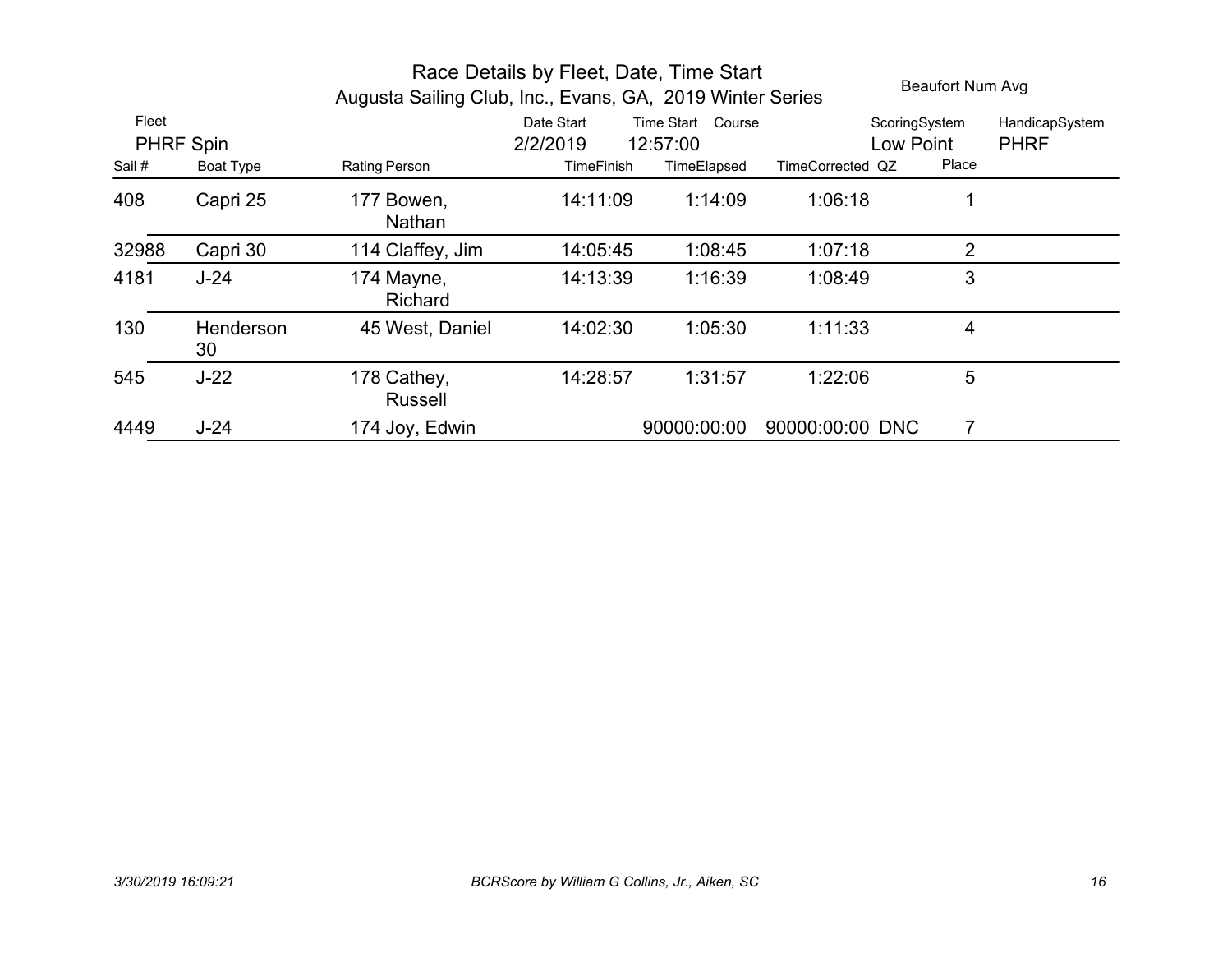# Race Details by Fleet, Date, Time Start

## Augusta Sailing Club, Inc., Evans, GA, 2019 Winter Series

Beaufort Num Avg

| Fleet | Date Start | Time Start | Course | ScoringSystem | HandicapSystem |
|---|---|---|---|---|---|
| PHRF Spin | 2/2/2019 | 12:57:00 | | Low Point | PHRF |

| Sail # | Boat Type | Rating | Person | TimeFinish | TimeElapsed | TimeCorrected | QZ | Place |
|---|---|---|---|---|---|---|---|---|
| 408 | Capri 25 | 177 | Bowen, Nathan | 14:11:09 | 1:14:09 | 1:06:18 | | 1 |
| 32988 | Capri 30 | 114 | Claffey, Jim | 14:05:45 | 1:08:45 | 1:07:18 | | 2 |
| 4181 | J-24 | 174 | Mayne, Richard | 14:13:39 | 1:16:39 | 1:08:49 | | 3 |
| 130 | Henderson 30 | 45 | West, Daniel | 14:02:30 | 1:05:30 | 1:11:33 | | 4 |
| 545 | J-22 | 178 | Cathey, Russell | 14:28:57 | 1:31:57 | 1:22:06 | | 5 |
| 4449 | J-24 | 174 | Joy, Edwin | | 90000:00:00 | 90000:00:00 | DNC | 7 |

*3/30/2019 16:09:21* *BCRScore by William G Collins, Jr., Aiken, SC*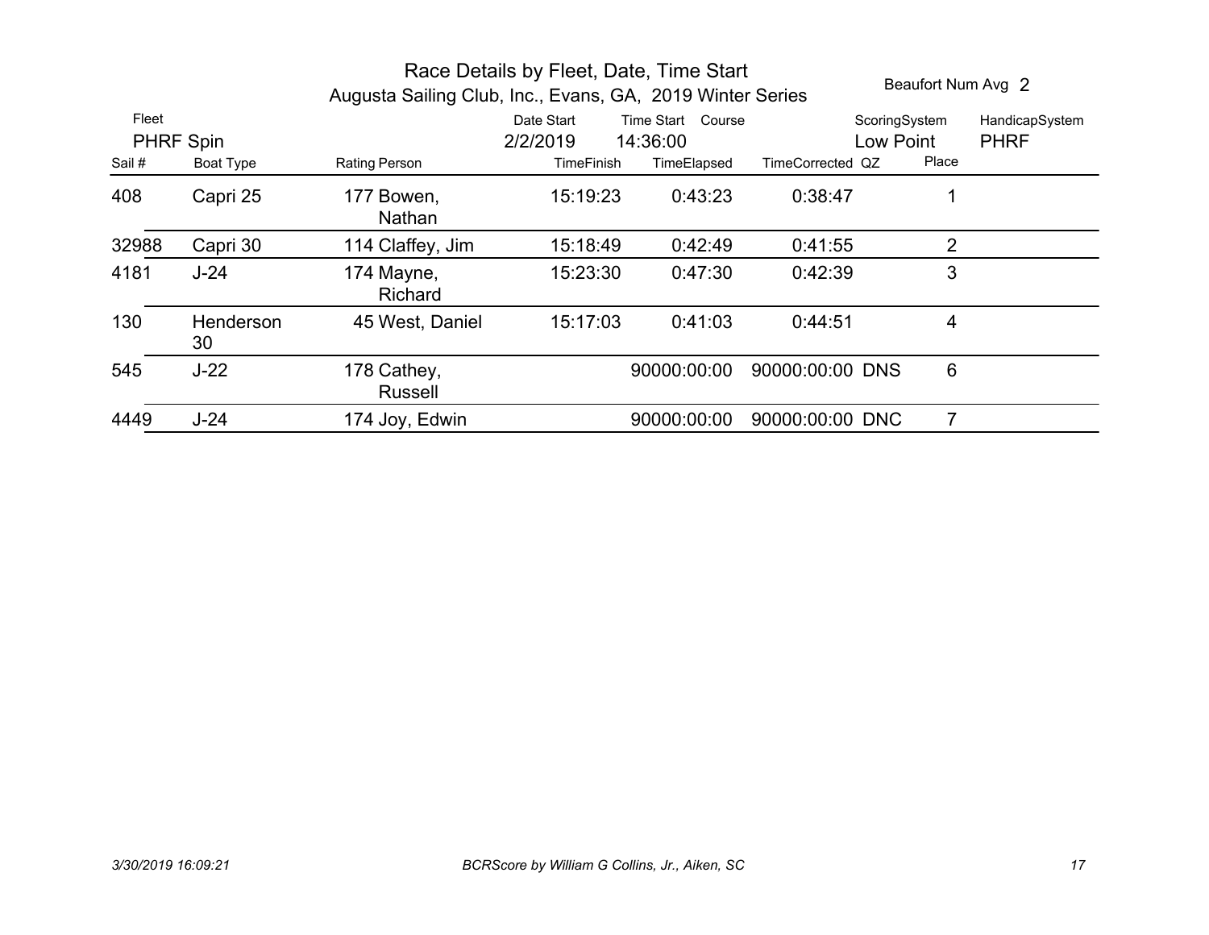# Race Details by Fleet, Date, Time Start

## Augusta Sailing Club, Inc., Evans, GA, 2019 Winter Series

Beaufort Num Avg 2

| Fleet | Date Start | Time Start | Course | ScoringSystem | HandicapSystem |
|---|---|---|---|---|---|
| PHRF Spin | 2/2/2019 | 14:36:00 | | Low Point | PHRF |

| Sail # | Boat Type | Rating | Person | TimeFinish | TimeElapsed | TimeCorrected | QZ | Place |
|---|---|---|---|---|---|---|---|---|
| 408 | Capri 25 | 177 | Bowen, Nathan | 15:19:23 | 0:43:23 | 0:38:47 | | 1 |
| 32988 | Capri 30 | 114 | Claffey, Jim | 15:18:49 | 0:42:49 | 0:41:55 | | 2 |
| 4181 | J-24 | 174 | Mayne, Richard | 15:23:30 | 0:47:30 | 0:42:39 | | 3 |
| 130 | Henderson 30 | 45 | West, Daniel | 15:17:03 | 0:41:03 | 0:44:51 | | 4 |
| 545 | J-22 | 178 | Cathey, Russell | | 90000:00:00 | 90000:00:00 | DNS | 6 |
| 4449 | J-24 | 174 | Joy, Edwin | | 90000:00:00 | 90000:00:00 | DNC | 7 |

*3/30/2019 16:09:21* *BCRScore by William G Collins, Jr., Aiken, SC*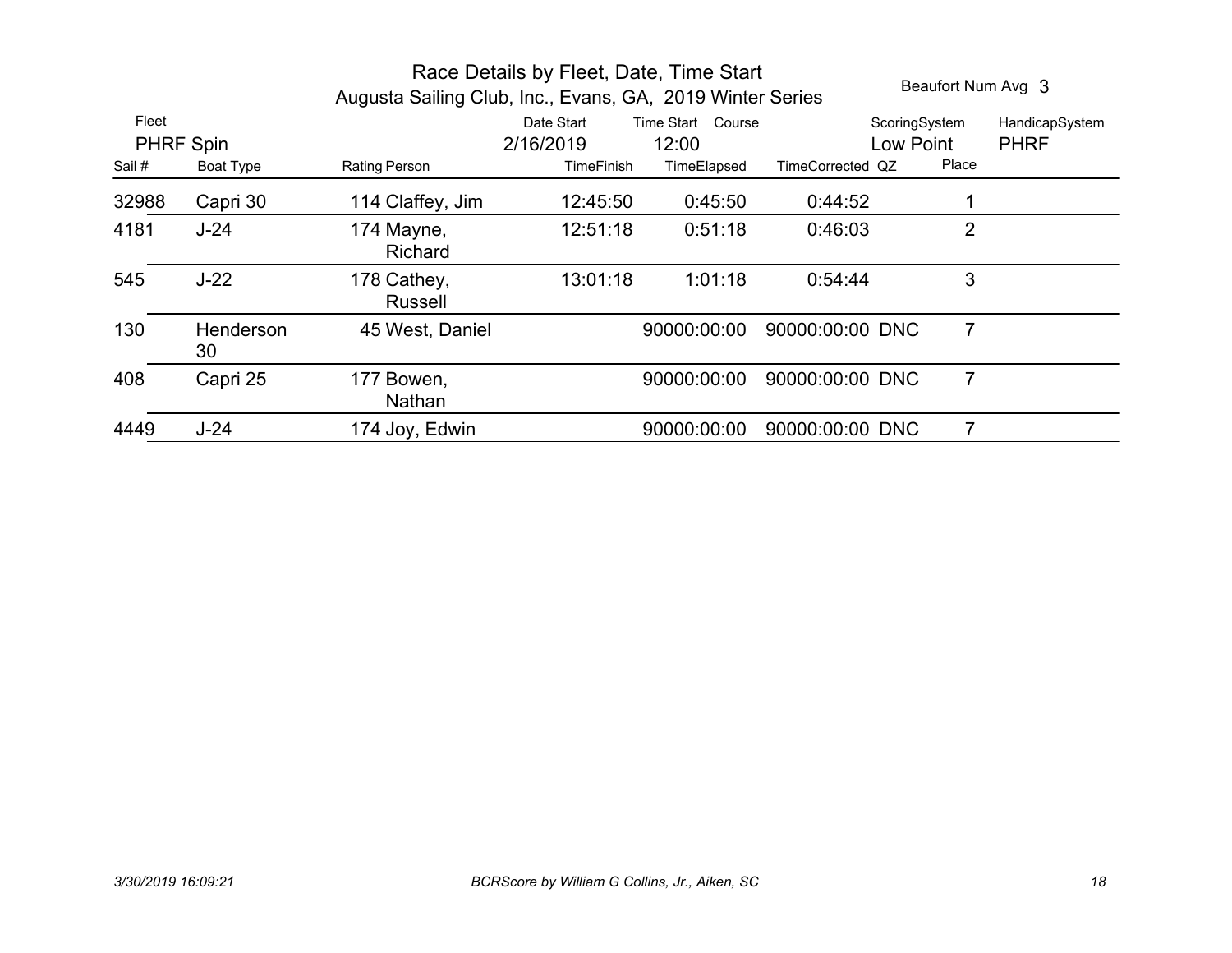# Race Details by Fleet, Date, Time Start

## Augusta Sailing Club, Inc., Evans, GA, 2019 Winter Series

Beaufort Num Avg 3

| Fleet | Date Start | Time Start | Course | ScoringSystem | HandicapSystem |
|---|---|---|---|---|---|
| PHRF Spin | 2/16/2019 | 12:00 | | Low Point | PHRF |

| Sail # | Boat Type | Rating | Person | TimeFinish | TimeElapsed | TimeCorrected | QZ | Place |
|---|---|---|---|---|---|---|---|---|
| 32988 | Capri 30 | 114 | Claffey, Jim | 12:45:50 | 0:45:50 | 0:44:52 | | 1 |
| 4181 | J-24 | 174 | Mayne, Richard | 12:51:18 | 0:51:18 | 0:46:03 | | 2 |
| 545 | J-22 | 178 | Cathey, Russell | 13:01:18 | 1:01:18 | 0:54:44 | | 3 |
| 130 | Henderson 30 | 45 | West, Daniel | | 90000:00:00 | 90000:00:00 | DNC | 7 |
| 408 | Capri 25 | 177 | Bowen, Nathan | | 90000:00:00 | 90000:00:00 | DNC | 7 |
| 4449 | J-24 | 174 | Joy, Edwin | | 90000:00:00 | 90000:00:00 | DNC | 7 |

*3/30/2019 16:09:21* *BCRScore by William G Collins, Jr., Aiken, SC*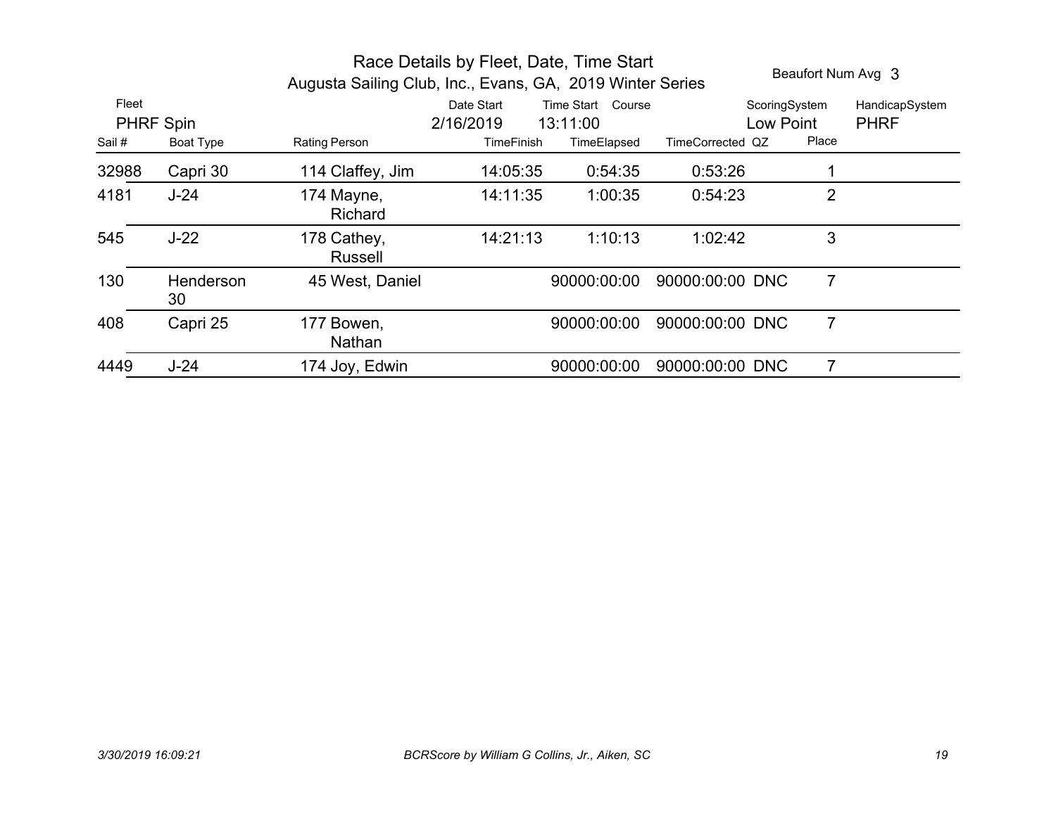# Race Details by Fleet, Date, Time Start

## Augusta Sailing Club, Inc., Evans, GA, 2019 Winter Series

Beaufort Num Avg 3

| Fleet | Date Start | Time Start | Course | ScoringSystem | HandicapSystem |
|---|---|---|---|---|---|
| PHRF Spin | 2/16/2019 | 13:11:00 | | Low Point | PHRF |

| Sail # | Boat Type | Rating | Person | TimeFinish | TimeElapsed | TimeCorrected | QZ | Place |
|---|---|---|---|---|---|---|---|---|
| 32988 | Capri 30 | 114 | Claffey, Jim | 14:05:35 | 0:54:35 | 0:53:26 | | 1 |
| 4181 | J-24 | 174 | Mayne, Richard | 14:11:35 | 1:00:35 | 0:54:23 | | 2 |
| 545 | J-22 | 178 | Cathey, Russell | 14:21:13 | 1:10:13 | 1:02:42 | | 3 |
| 130 | Henderson 30 | 45 | West, Daniel | | 90000:00:00 | 90000:00:00 | DNC | 7 |
| 408 | Capri 25 | 177 | Bowen, Nathan | | 90000:00:00 | 90000:00:00 | DNC | 7 |
| 4449 | J-24 | 174 | Joy, Edwin | | 90000:00:00 | 90000:00:00 | DNC | 7 |

*3/30/2019 16:09:21*

*BCRScore by William G Collins, Jr., Aiken, SC*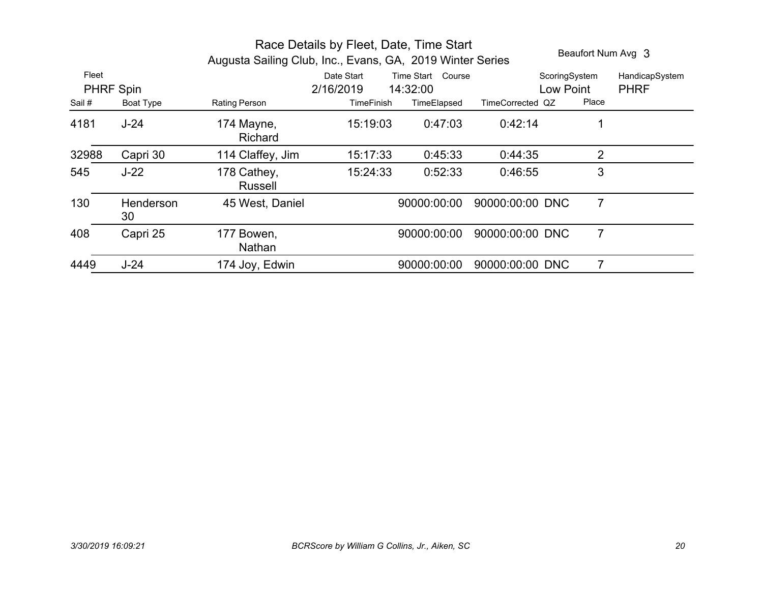# Race Details by Fleet, Date, Time Start

## Augusta Sailing Club, Inc., Evans, GA, 2019 Winter Series

Beaufort Num Avg 3

| Fleet | Date Start | Time Start | Course | ScoringSystem | HandicapSystem |
|---|---|---|---|---|---|
| PHRF Spin | 2/16/2019 | 14:32:00 | | Low Point | PHRF |

| Sail # | Boat Type | Rating | Person | TimeFinish | TimeElapsed | TimeCorrected | QZ | Place |
|---|---|---|---|---|---|---|---|---|
| 4181 | J-24 | 174 | Mayne, Richard | 15:19:03 | 0:47:03 | 0:42:14 | | 1 |
| 32988 | Capri 30 | 114 | Claffey, Jim | 15:17:33 | 0:45:33 | 0:44:35 | | 2 |
| 545 | J-22 | 178 | Cathey, Russell | 15:24:33 | 0:52:33 | 0:46:55 | | 3 |
| 130 | Henderson 30 | 45 | West, Daniel | | 90000:00:00 | 90000:00:00 | DNC | 7 |
| 408 | Capri 25 | 177 | Bowen, Nathan | | 90000:00:00 | 90000:00:00 | DNC | 7 |
| 4449 | J-24 | 174 | Joy, Edwin | | 90000:00:00 | 90000:00:00 | DNC | 7 |

3/30/2019 16:09:21 BCRScore by William G Collins, Jr., Aiken, SC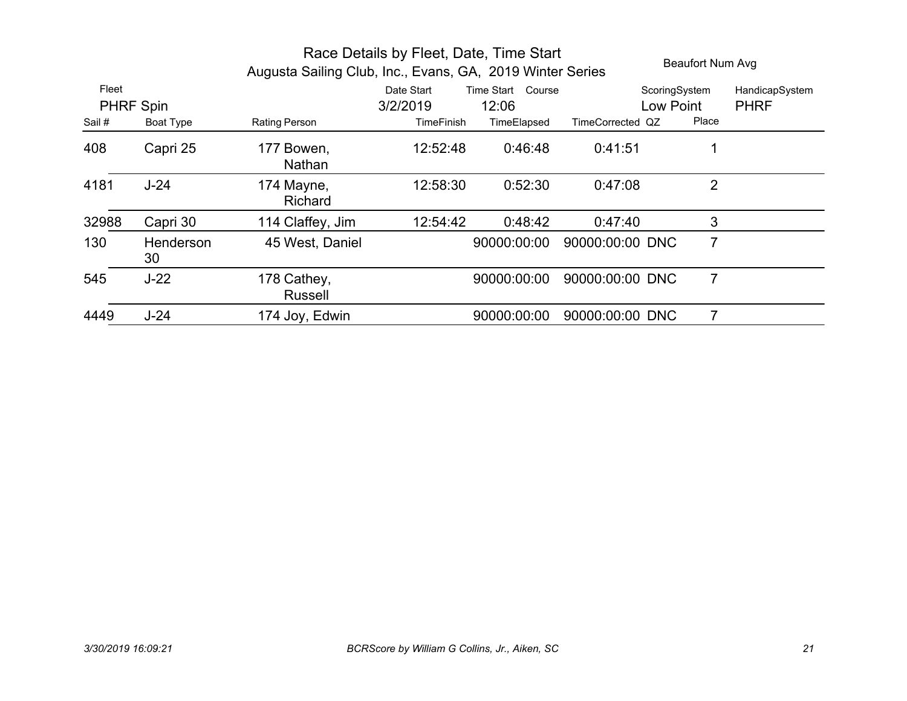# Race Details by Fleet, Date, Time Start

## Augusta Sailing Club, Inc., Evans, GA, 2019 Winter Series

Beaufort Num Avg

| Fleet | Date Start | Time Start | Course | ScoringSystem | HandicapSystem |
|---|---|---|---|---|---|
| PHRF Spin | 3/2/2019 | 12:06 | | Low Point | PHRF |

| Sail # | Boat Type | Rating | Person | TimeFinish | TimeElapsed | TimeCorrected | QZ | Place |
|---|---|---|---|---|---|---|---|---|
| 408 | Capri 25 | 177 | Bowen, Nathan | 12:52:48 | 0:46:48 | 0:41:51 | | 1 |
| 4181 | J-24 | 174 | Mayne, Richard | 12:58:30 | 0:52:30 | 0:47:08 | | 2 |
| 32988 | Capri 30 | 114 | Claffey, Jim | 12:54:42 | 0:48:42 | 0:47:40 | | 3 |
| 130 | Henderson 30 | 45 | West, Daniel | | 90000:00:00 | 90000:00:00 | DNC | 7 |
| 545 | J-22 | 178 | Cathey, Russell | | 90000:00:00 | 90000:00:00 | DNC | 7 |
| 4449 | J-24 | 174 | Joy, Edwin | | 90000:00:00 | 90000:00:00 | DNC | 7 |

*3/30/2019 16:09:21* *BCRScore by William G Collins, Jr., Aiken, SC*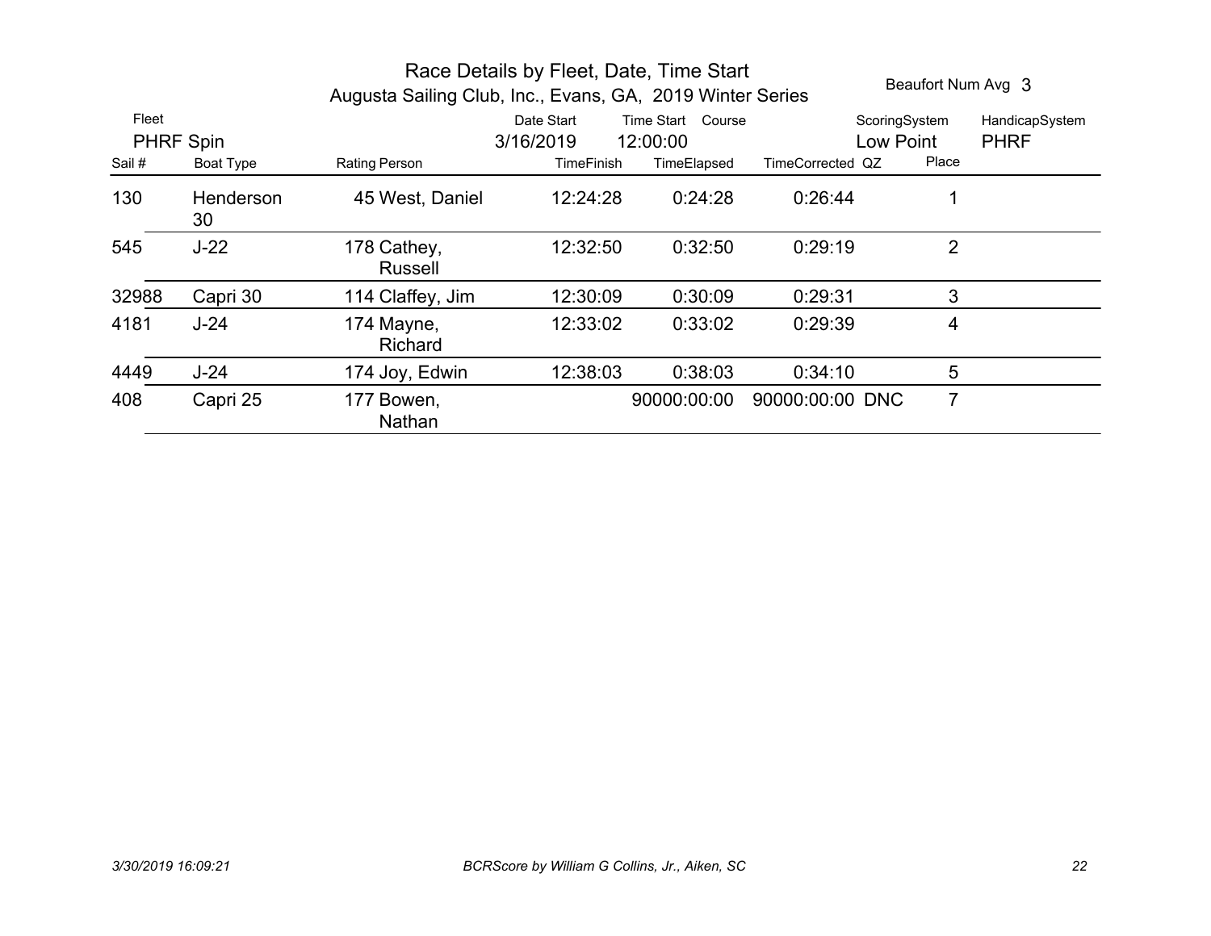# Race Details by Fleet, Date, Time Start

## Augusta Sailing Club, Inc., Evans, GA, 2019 Winter Series

Beaufort Num Avg 3

| Fleet | Date Start | Time Start | Course | ScoringSystem | HandicapSystem |
|---|---|---|---|---|---|
| PHRF Spin | 3/16/2019 | 12:00:00 | | Low Point | PHRF |

| Sail # | Boat Type | Rating | Person | TimeFinish | TimeElapsed | TimeCorrected | QZ | Place |
|---|---|---|---|---|---|---|---|---|
| 130 | Henderson 30 | 45 | West, Daniel | 12:24:28 | 0:24:28 | 0:26:44 | | 1 |
| 545 | J-22 | 178 | Cathey, Russell | 12:32:50 | 0:32:50 | 0:29:19 | | 2 |
| 32988 | Capri 30 | 114 | Claffey, Jim | 12:30:09 | 0:30:09 | 0:29:31 | | 3 |
| 4181 | J-24 | 174 | Mayne, Richard | 12:33:02 | 0:33:02 | 0:29:39 | | 4 |
| 4449 | J-24 | 174 | Joy, Edwin | 12:38:03 | 0:38:03 | 0:34:10 | | 5 |
| 408 | Capri 25 | 177 | Bowen, Nathan | | 90000:00:00 | 90000:00:00 | DNC | 7 |

*3/30/2019 16:09:21*

*BCRScore by William G Collins, Jr., Aiken, SC*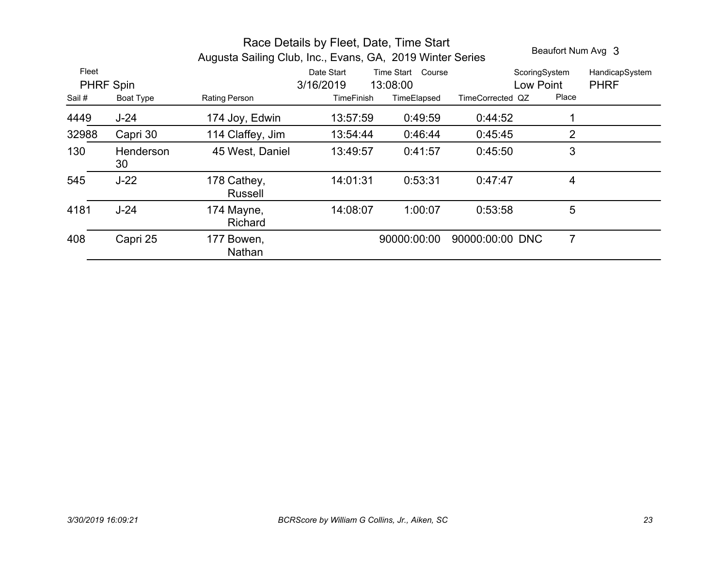# Race Details by Fleet, Date, Time Start

## Augusta Sailing Club, Inc., Evans, GA, 2019 Winter Series

Beaufort Num Avg 3

| Fleet | Date Start | Time Start | Course | ScoringSystem | HandicapSystem |
|---|---|---|---|---|---|
| PHRF Spin | 3/16/2019 | 13:08:00 | | Low Point | PHRF |

| Sail # | Boat Type | Rating | Person | TimeFinish | TimeElapsed | TimeCorrected | QZ | Place |
|---|---|---|---|---|---|---|---|---|
| 4449 | J-24 | 174 | Joy, Edwin | 13:57:59 | 0:49:59 | 0:44:52 | | 1 |
| 32988 | Capri 30 | 114 | Claffey, Jim | 13:54:44 | 0:46:44 | 0:45:45 | | 2 |
| 130 | Henderson 30 | 45 | West, Daniel | 13:49:57 | 0:41:57 | 0:45:50 | | 3 |
| 545 | J-22 | 178 | Cathey, Russell | 14:01:31 | 0:53:31 | 0:47:47 | | 4 |
| 4181 | J-24 | 174 | Mayne, Richard | 14:08:07 | 1:00:07 | 0:53:58 | | 5 |
| 408 | Capri 25 | 177 | Bowen, Nathan | | 90000:00:00 | 90000:00:00 | DNC | 7 |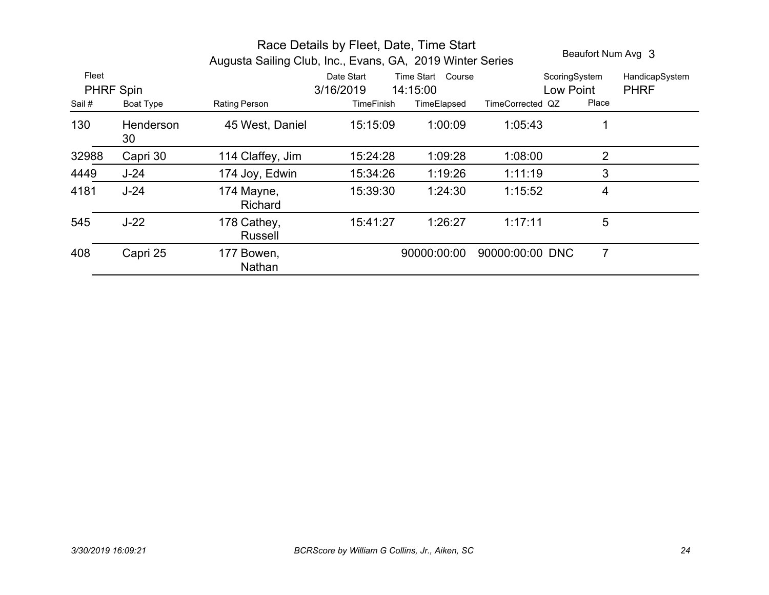# Race Details by Fleet, Date, Time Start

## Augusta Sailing Club, Inc., Evans, GA, 2019 Winter Series

Beaufort Num Avg 3

| Fleet | Date Start | Time Start | Course | ScoringSystem | HandicapSystem |
|---|---|---|---|---|---|
| PHRF Spin | 3/16/2019 | 14:15:00 | | Low Point | PHRF |

| Sail # | Boat Type | Rating | Person | TimeFinish | TimeElapsed | TimeCorrected | QZ | Place |
|---|---|---|---|---|---|---|---|---|
| 130 | Henderson 30 | 45 | West, Daniel | 15:15:09 | 1:00:09 | 1:05:43 | | 1 |
| 32988 | Capri 30 | 114 | Claffey, Jim | 15:24:28 | 1:09:28 | 1:08:00 | | 2 |
| 4449 | J-24 | 174 | Joy, Edwin | 15:34:26 | 1:19:26 | 1:11:19 | | 3 |
| 4181 | J-24 | 174 | Mayne, Richard | 15:39:30 | 1:24:30 | 1:15:52 | | 4 |
| 545 | J-22 | 178 | Cathey, Russell | 15:41:27 | 1:26:27 | 1:17:11 | | 5 |
| 408 | Capri 25 | 177 | Bowen, Nathan | | 90000:00:00 | 90000:00:00 | DNC | 7 |

*3/30/2019 16:09:21* *BCRScore by William G Collins, Jr., Aiken, SC*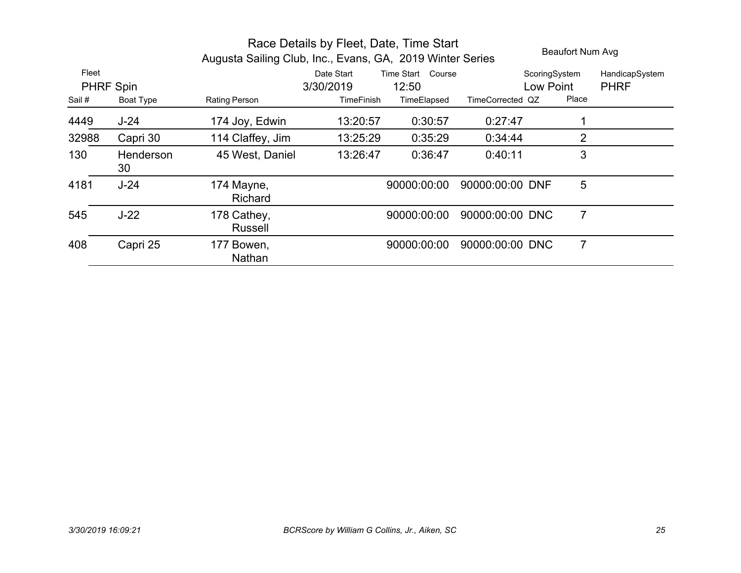# Race Details by Fleet, Date, Time Start

## Augusta Sailing Club, Inc., Evans, GA, 2019 Winter Series

Beaufort Num Avg

| Fleet | Date Start | Time Start | Course | ScoringSystem | HandicapSystem |
|---|---|---|---|---|---|
| PHRF Spin | 3/30/2019 | 12:50 | | Low Point | PHRF |

| Sail # | Boat Type | Rating | Person | TimeFinish | TimeElapsed | TimeCorrected | QZ | Place |
|---|---|---|---|---|---|---|---|---|
| 4449 | J-24 | 174 | Joy, Edwin | 13:20:57 | 0:30:57 | 0:27:47 | | 1 |
| 32988 | Capri 30 | 114 | Claffey, Jim | 13:25:29 | 0:35:29 | 0:34:44 | | 2 |
| 130 | Henderson 30 | 45 | West, Daniel | 13:26:47 | 0:36:47 | 0:40:11 | | 3 |
| 4181 | J-24 | 174 | Mayne, Richard | | 90000:00:00 | 90000:00:00 | DNF | 5 |
| 545 | J-22 | 178 | Cathey, Russell | | 90000:00:00 | 90000:00:00 | DNC | 7 |
| 408 | Capri 25 | 177 | Bowen, Nathan | | 90000:00:00 | 90000:00:00 | DNC | 7 |

*3/30/2019 16:09:21* *BCRScore by William G Collins, Jr., Aiken, SC*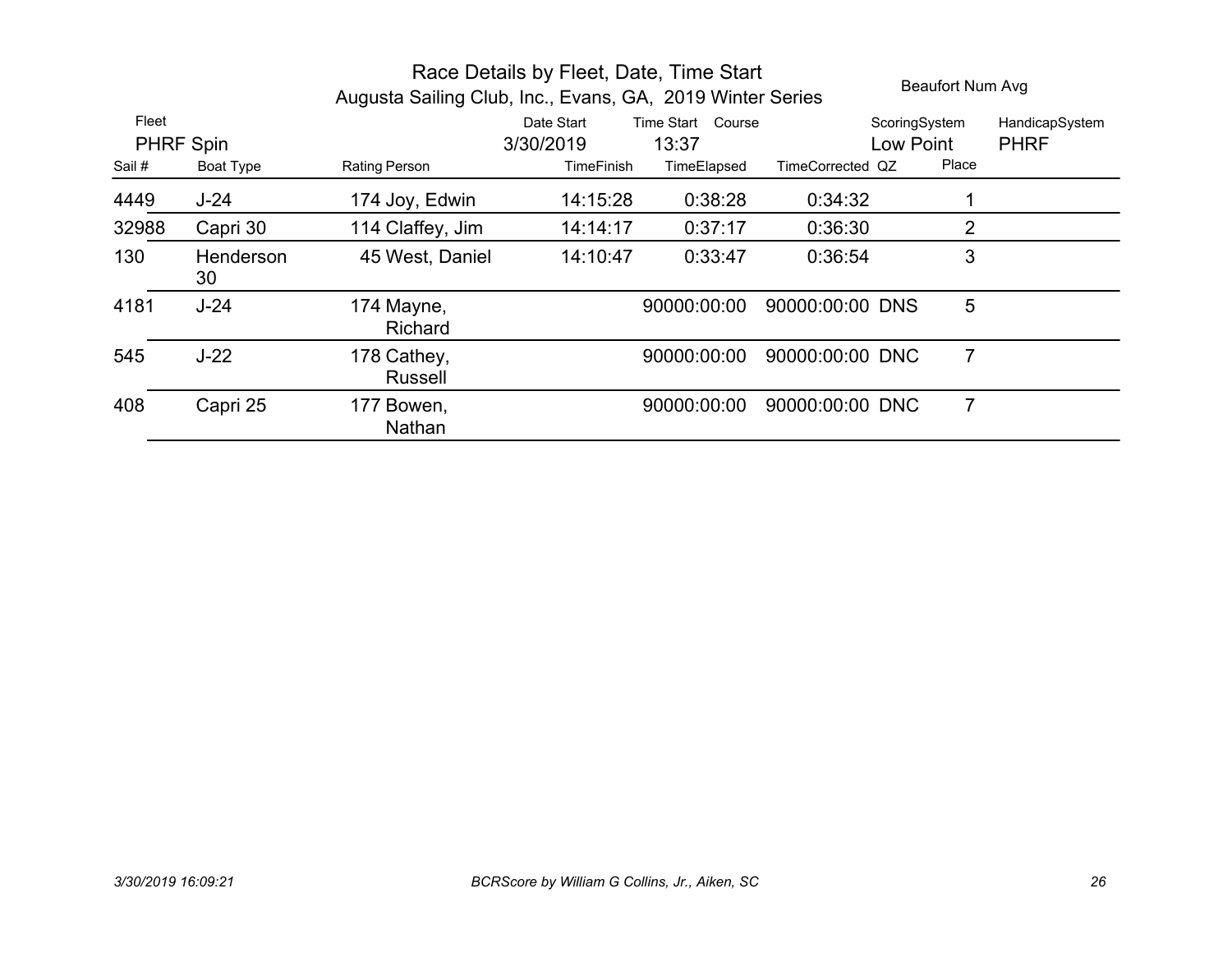# Race Details by Fleet, Date, Time Start

## Augusta Sailing Club, Inc., Evans, GA, 2019 Winter Series

Beaufort Num Avg

| Fleet | Date Start | Time Start | Course | ScoringSystem | HandicapSystem |
|---|---|---|---|---|---|
| PHRF Spin | 3/30/2019 | 13:37 | | Low Point | PHRF |

| Sail # | Boat Type | Rating | Person | TimeFinish | TimeElapsed | TimeCorrected | QZ | Place |
|---|---|---|---|---|---|---|---|---|
| 4449 | J-24 | 174 | Joy, Edwin | 14:15:28 | 0:38:28 | 0:34:32 | | 1 |
| 32988 | Capri 30 | 114 | Claffey, Jim | 14:14:17 | 0:37:17 | 0:36:30 | | 2 |
| 130 | Henderson 30 | 45 | West, Daniel | 14:10:47 | 0:33:47 | 0:36:54 | | 3 |
| 4181 | J-24 | 174 | Mayne, Richard | | 90000:00:00 | 90000:00:00 | DNS | 5 |
| 545 | J-22 | 178 | Cathey, Russell | | 90000:00:00 | 90000:00:00 | DNC | 7 |
| 408 | Capri 25 | 177 | Bowen, Nathan | | 90000:00:00 | 90000:00:00 | DNC | 7 |

*3/30/2019 16:09:21* *BCRScore by William G Collins, Jr., Aiken, SC*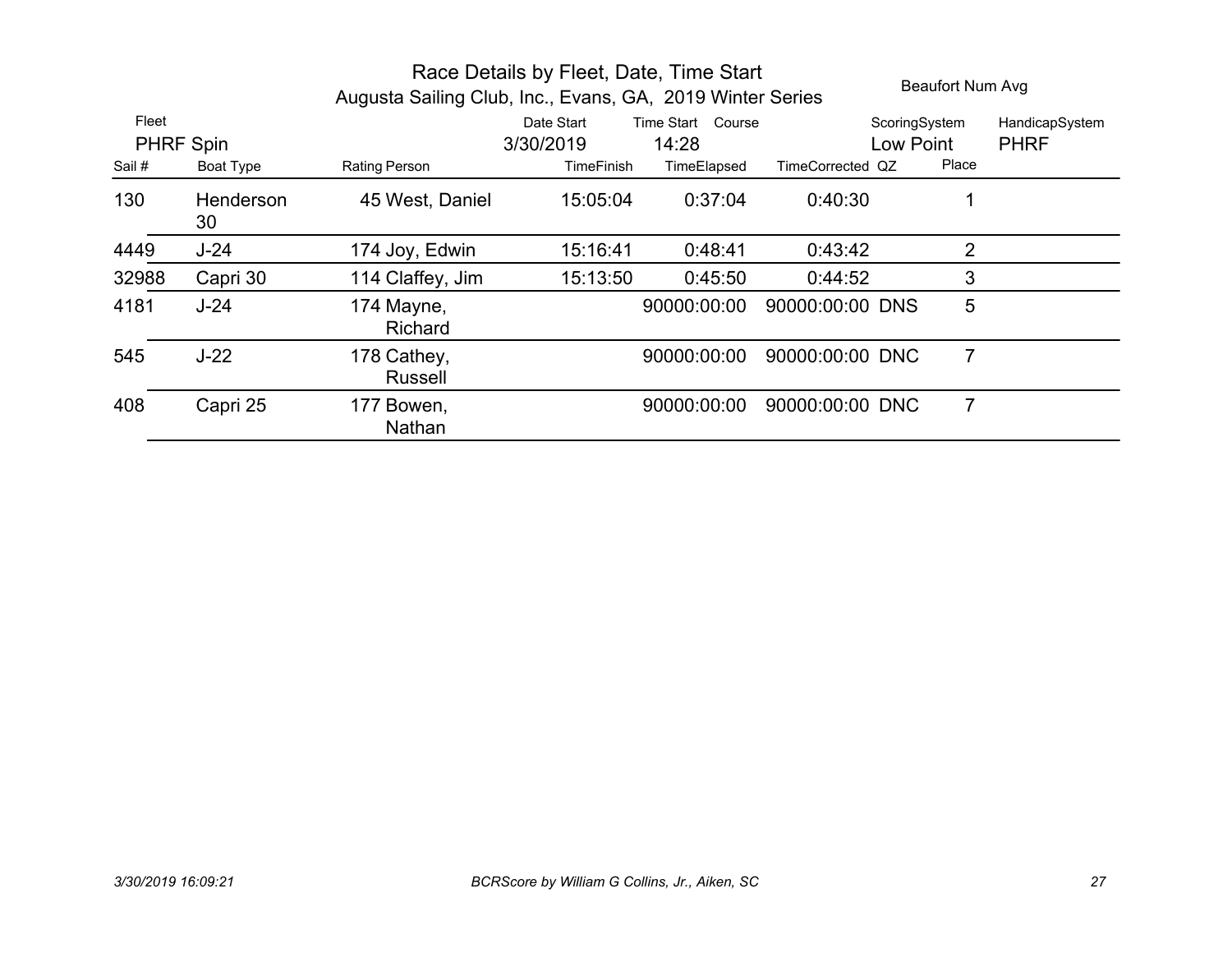# Race Details by Fleet, Date, Time Start

## Augusta Sailing Club, Inc., Evans, GA, 2019 Winter Series

Beaufort Num Avg

| Fleet | Date Start | Time Start | Course | ScoringSystem | HandicapSystem |
|---|---|---|---|---|---|
| PHRF Spin | 3/30/2019 | 14:28 | | Low Point | PHRF |

| Sail # | Boat Type | Rating | Person | TimeFinish | TimeElapsed | TimeCorrected | QZ | Place |
|---|---|---|---|---|---|---|---|---|
| 130 | Henderson 30 | 45 | West, Daniel | 15:05:04 | 0:37:04 | 0:40:30 | | 1 |
| 4449 | J-24 | 174 | Joy, Edwin | 15:16:41 | 0:48:41 | 0:43:42 | | 2 |
| 32988 | Capri 30 | 114 | Claffey, Jim | 15:13:50 | 0:45:50 | 0:44:52 | | 3 |
| 4181 | J-24 | 174 | Mayne, Richard | | 90000:00:00 | 90000:00:00 | DNS | 5 |
| 545 | J-22 | 178 | Cathey, Russell | | 90000:00:00 | 90000:00:00 | DNC | 7 |
| 408 | Capri 25 | 177 | Bowen, Nathan | | 90000:00:00 | 90000:00:00 | DNC | 7 |

*3/30/2019 16:09:21* *BCRScore by William G Collins, Jr., Aiken, SC*